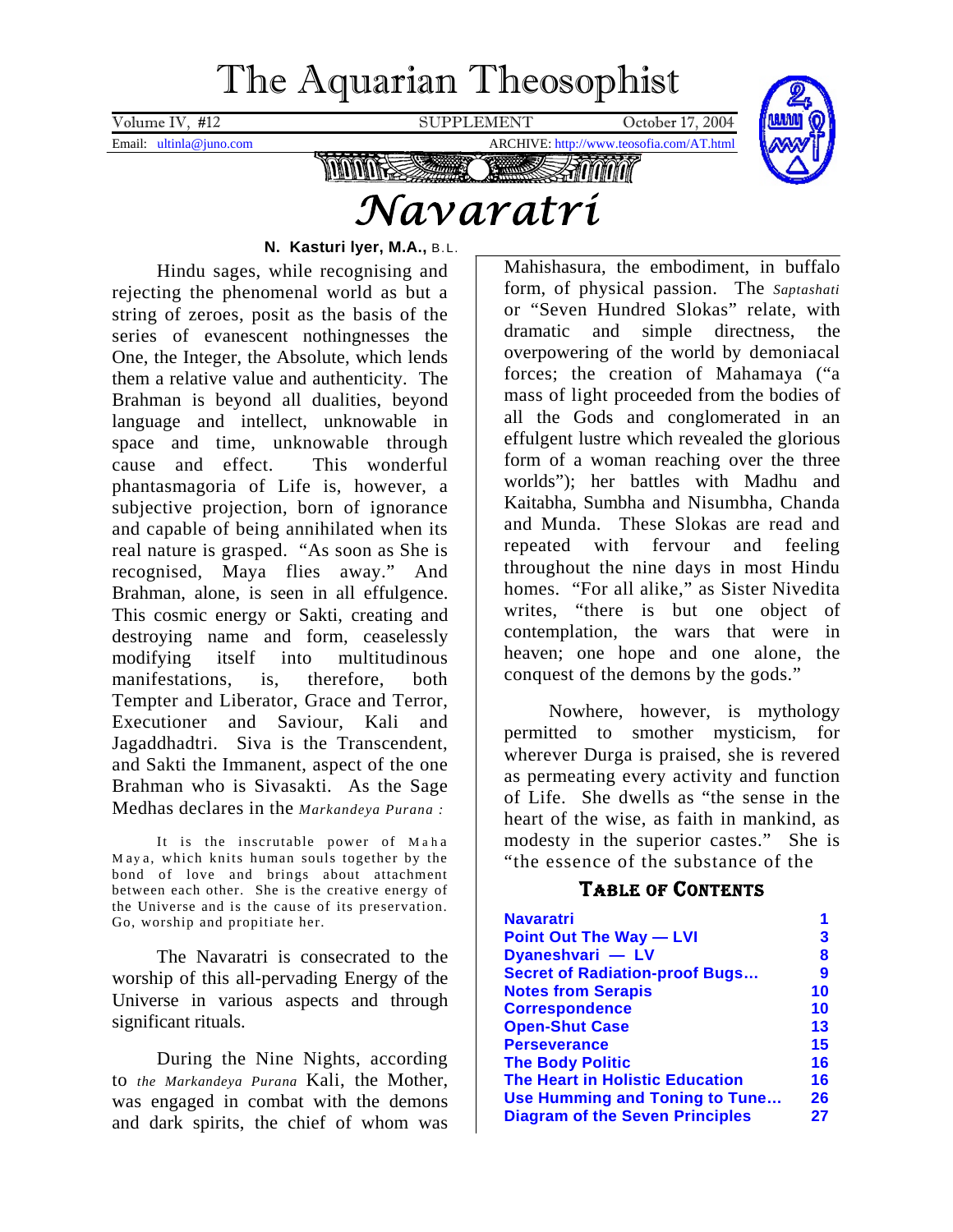# The Aquarian Theosophist

Volume IV, #12 SUPPLEMENT October 17, 2004

Email: ultinla@juno.com ARCHIVE: http://www.teosofia.com/AT.html

# *Navaratri*

**N. Kasturi Iyer, M.A.,** B.L.

Hindu sages, while recognising and rejecting the phenomenal world as but a string of zeroes, posit as the basis of the series of evanescent nothingnesses the One, the Integer, the Absolute, which lends them a relative value and authenticity. The Brahman is beyond all dualities, beyond language and intellect, unknowable in space and time, unknowable through cause and effect. This wonderful phantasmagoria of Life is, however, a subjective projection, born of ignorance and capable of being annihilated when its real nature is grasped. "As soon as She is recognised, Maya flies away." And Brahman, alone, is seen in all effulgence. This cosmic energy or Sakti, creating and destroying name and form, ceaselessly modifying itself into multitudinous manifestations, is, therefore, both Tempter and Liberator, Grace and Terror, Executioner and Saviour, Kali and Jagaddhadtri. Siva is the Transcendent, and Sakti the Immanent, aspect of the one Brahman who is Sivasakti. As the Sage Medhas declares in the *Markandeya Purana :*

> It is the inscrutable power of Maha Maya, which knits human souls together by the bond of love and brings about attachment between each other. She is the creative energy of the Universe and is the cause of its preservation. Go, worship and propitiate her.

The Navaratri is consecrated to the worship of this all-pervading Energy of the Universe in various aspects and through significant rituals.

During the Nine Nights, according to *the Markandeya Purana* Kali, the Mother, was engaged in combat with the demons and dark spirits, the chief of whom was Mahishasura, the embodiment, in buffalo form, of physical passion. The *Saptashati* or "Seven Hundred Slokas" relate, with dramatic and simple directness, the overpowering of the world by demoniacal forces; the creation of Mahamaya ("a mass of light proceeded from the bodies of all the Gods and conglomerated in an effulgent lustre which revealed the glorious form of a woman reaching over the three worlds"); her battles with Madhu and Kaitabha, Sumbha and Nisumbha, Chanda and Munda. These Slokas are read and repeated with fervour and feeling throughout the nine days in most Hindu homes. "For all alike," as Sister Nivedita writes, "there is but one object of contemplation, the wars that were in heaven; one hope and one alone, the conquest of the demons by the gods."

Nowhere, however, is mythology permitted to smother mysticism, for wherever Durga is praised, she is revered as permeating every activity and function of Life. She dwells as "the sense in the heart of the wise, as faith in mankind, as modesty in the superior castes." She is "the essence of the substance of the

## Table of Contents

| | |
|---|---|
| Navaratri | 1 |
| Point Out The Way — LVI | 3 |
| Dyaneshvari — LV | 8 |
| Secret of Radiation-proof Bugs… | 9 |
| Notes from Serapis | 10 |
| Correspondence | 10 |
| Open-Shut Case | 13 |
| Perseverance | 15 |
| The Body Politic | 16 |
| The Heart in Holistic Education | 16 |
| Use Humming and Toning to Tune… | 26 |
| Diagram of the Seven Principles | 27 |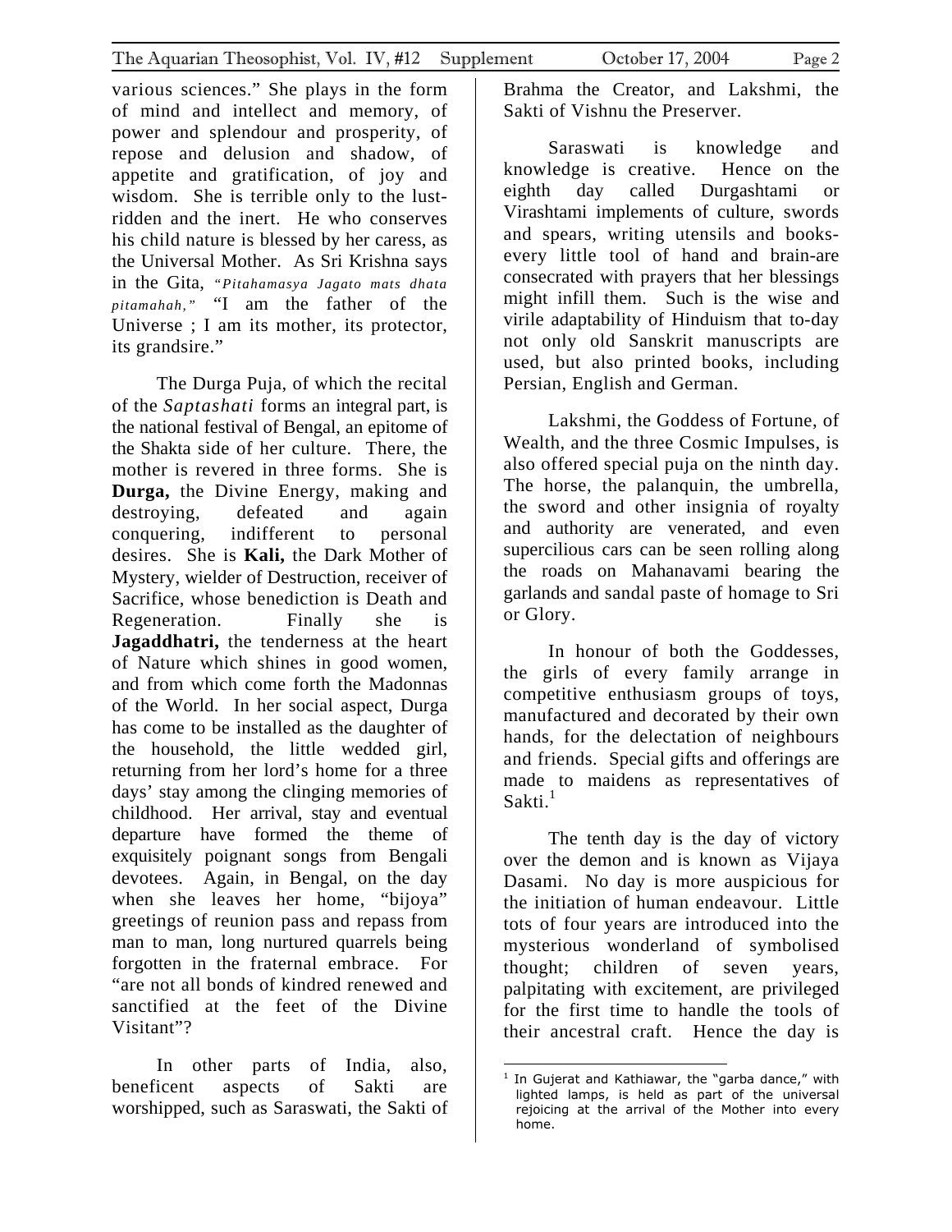various sciences." She plays in the form of mind and intellect and memory, of power and splendour and prosperity, of repose and delusion and shadow, of appetite and gratification, of joy and wisdom. She is terrible only to the lust-ridden and the inert. He who conserves his child nature is blessed by her caress, as the Universal Mother. As Sri Krishna says in the Gita, *"Pitahamasya Jagato mats dhata pitamahah,"* "I am the father of the Universe ; I am its mother, its protector, its grandsire."

The Durga Puja, of which the recital of the *Saptashati* forms an integral part, is the national festival of Bengal, an epitome of the Shakta side of her culture. There, the mother is revered in three forms. She is **Durga,** the Divine Energy, making and destroying, defeated and again conquering, indifferent to personal desires. She is **Kali,** the Dark Mother of Mystery, wielder of Destruction, receiver of Sacrifice, whose benediction is Death and Regeneration. Finally she is **Jagaddhatri,** the tenderness at the heart of Nature which shines in good women, and from which come forth the Madonnas of the World. In her social aspect, Durga has come to be installed as the daughter of the household, the little wedded girl, returning from her lord's home for a three days' stay among the clinging memories of childhood. Her arrival, stay and eventual departure have formed the theme of exquisitely poignant songs from Bengali devotees. Again, in Bengal, on the day when she leaves her home, "bijoya" greetings of reunion pass and repass from man to man, long nurtured quarrels being forgotten in the fraternal embrace. For "are not all bonds of kindred renewed and sanctified at the feet of the Divine Visitant"?

In other parts of India, also, beneficent aspects of Sakti are worshipped, such as Saraswati, the Sakti of Brahma the Creator, and Lakshmi, the Sakti of Vishnu the Preserver.

Saraswati is knowledge and knowledge is creative. Hence on the eighth day called Durgashtami or Virashtami implements of culture, swords and spears, writing utensils and books-every little tool of hand and brain-are consecrated with prayers that her blessings might infill them. Such is the wise and virile adaptability of Hinduism that to-day not only old Sanskrit manuscripts are used, but also printed books, including Persian, English and German.

Lakshmi, the Goddess of Fortune, of Wealth, and the three Cosmic Impulses, is also offered special puja on the ninth day. The horse, the palanquin, the umbrella, the sword and other insignia of royalty and authority are venerated, and even supercilious cars can be seen rolling along the roads on Mahanavami bearing the garlands and sandal paste of homage to Sri or Glory.

In honour of both the Goddesses, the girls of every family arrange in competitive enthusiasm groups of toys, manufactured and decorated by their own hands, for the delectation of neighbours and friends. Special gifts and offerings are made to maidens as representatives of Sakti.[1]

The tenth day is the day of victory over the demon and is known as Vijaya Dasami. No day is more auspicious for the initiation of human endeavour. Little tots of four years are introduced into the mysterious wonderland of symbolised thought; children of seven years, palpitating with excitement, are privileged for the first time to handle the tools of their ancestral craft. Hence the day is

[1] In Gujerat and Kathiawar, the "garba dance," with lighted lamps, is held as part of the universal rejoicing at the arrival of the Mother into every home.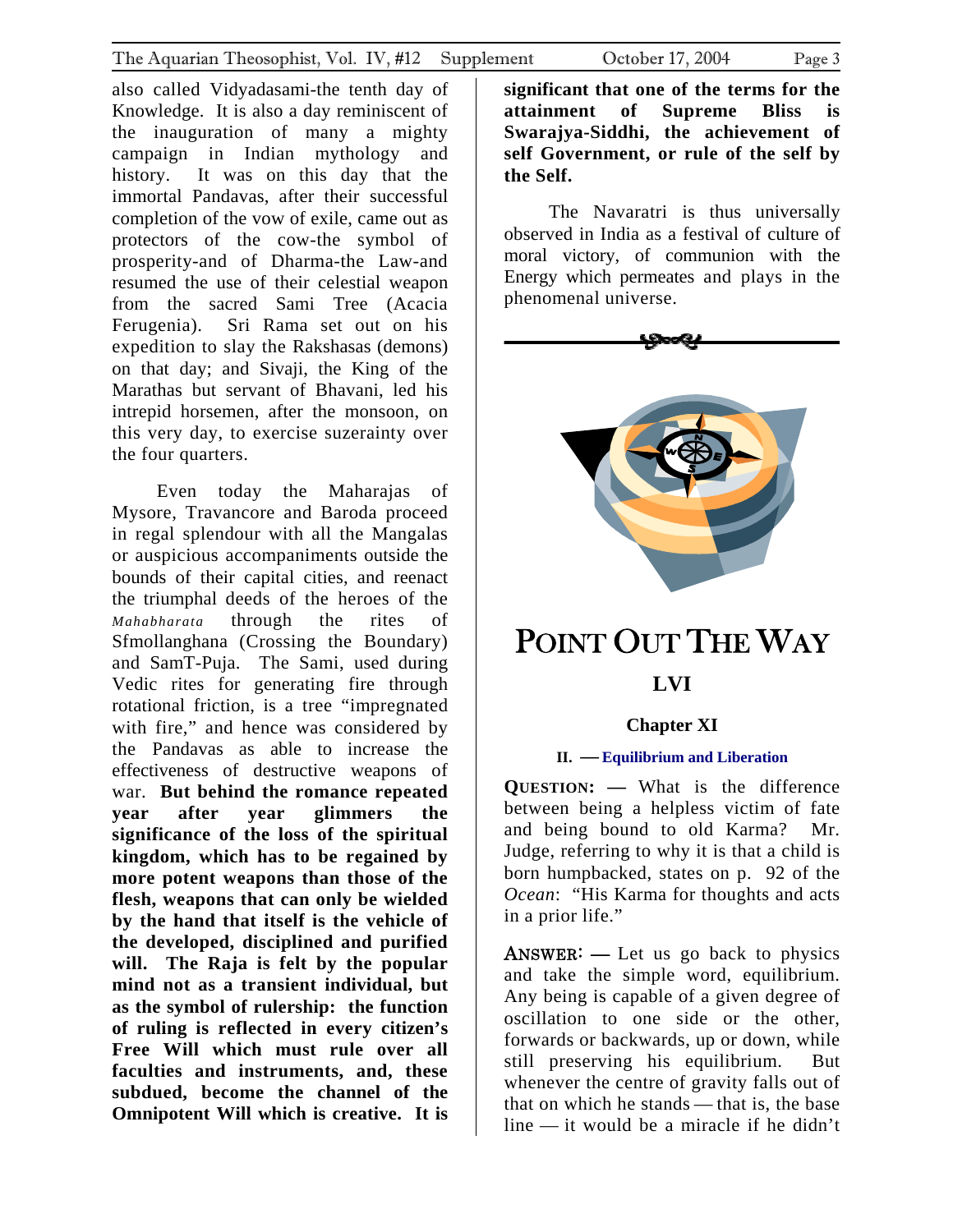also called Vidyadasami-the tenth day of Knowledge. It is also a day reminiscent of the inauguration of many a mighty campaign in Indian mythology and history. It was on this day that the immortal Pandavas, after their successful completion of the vow of exile, came out as protectors of the cow-the symbol of prosperity-and of Dharma-the Law-and resumed the use of their celestial weapon from the sacred Sami Tree (Acacia Ferugenia). Sri Rama set out on his expedition to slay the Rakshasas (demons) on that day; and Sivaji, the King of the Marathas but servant of Bhavani, led his intrepid horsemen, after the monsoon, on this very day, to exercise suzerainty over the four quarters.

Even today the Maharajas of Mysore, Travancore and Baroda proceed in regal splendour with all the Mangalas or auspicious accompaniments outside the bounds of their capital cities, and reenact the triumphal deeds of the heroes of the *Mahabharata* through the rites of Sfmollanghana (Crossing the Boundary) and SamT-Puja. The Sami, used during Vedic rites for generating fire through rotational friction, is a tree "impregnated with fire," and hence was considered by the Pandavas as able to increase the effectiveness of destructive weapons of war. **But behind the romance repeated year after year glimmers the significance of the loss of the spiritual kingdom, which has to be regained by more potent weapons than those of the flesh, weapons that can only be wielded by the hand that itself is the vehicle of the developed, disciplined and purified will. The Raja is felt by the popular mind not as a transient individual, but as the symbol of rulership: the function of ruling is reflected in every citizen's Free Will which must rule over all faculties and instruments, and, these subdued, become the channel of the Omnipotent Will which is creative. It is significant that one of the terms for the attainment of Supreme Bliss is Swarajya-Siddhi, the achievement of self Government, or rule of the self by the Self.**

The Navaratri is thus universally observed in India as a festival of culture of moral victory, of communion with the Energy which permeates and plays in the phenomenal universe.

# POINT OUT THE WAY

## LVI

### Chapter XI

#### II. — Equilibrium and Liberation

**QUESTION: —** What is the difference between being a helpless victim of fate and being bound to old Karma? Mr. Judge, referring to why it is that a child is born humpbacked, states on p. 92 of the *Ocean*: "His Karma for thoughts and acts in a prior life."

**ANSWER: —** Let us go back to physics and take the simple word, equilibrium. Any being is capable of a given degree of oscillation to one side or the other, forwards or backwards, up or down, while still preserving his equilibrium. But whenever the centre of gravity falls out of that on which he stands — that is, the base line — it would be a miracle if he didn't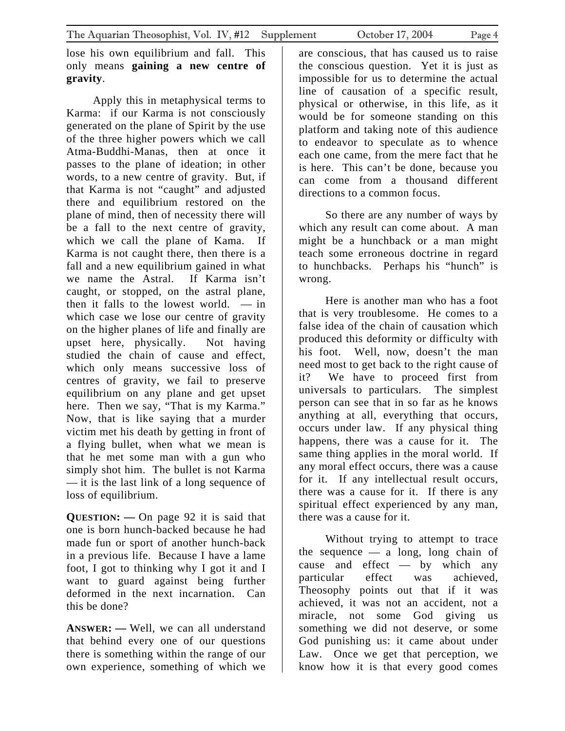lose his own equilibrium and fall. This only means **gaining a new centre of gravity**.

Apply this in metaphysical terms to Karma: if our Karma is not consciously generated on the plane of Spirit by the use of the three higher powers which we call Atma-Buddhi-Manas, then at once it passes to the plane of ideation; in other words, to a new centre of gravity. But, if that Karma is not "caught" and adjusted there and equilibrium restored on the plane of mind, then of necessity there will be a fall to the next centre of gravity, which we call the plane of Kama. If Karma is not caught there, then there is a fall and a new equilibrium gained in what we name the Astral. If Karma isn't caught, or stopped, on the astral plane, then it falls to the lowest world. — in which case we lose our centre of gravity on the higher planes of life and finally are upset here, physically. Not having studied the chain of cause and effect, which only means successive loss of centres of gravity, we fail to preserve equilibrium on any plane and get upset here. Then we say, "That is my Karma." Now, that is like saying that a murder victim met his death by getting in front of a flying bullet, when what we mean is that he met some man with a gun who simply shot him. The bullet is not Karma — it is the last link of a long sequence of loss of equilibrium.

**QUESTION: —** On page 92 it is said that one is born hunch-backed because he had made fun or sport of another hunch-back in a previous life. Because I have a lame foot, I got to thinking why I got it and I want to guard against being further deformed in the next incarnation. Can this be done?

**ANSWER: —** Well, we can all understand that behind every one of our questions there is something within the range of our own experience, something of which we are conscious, that has caused us to raise the conscious question. Yet it is just as impossible for us to determine the actual line of causation of a specific result, physical or otherwise, in this life, as it would be for someone standing on this platform and taking note of this audience to endeavor to speculate as to whence each one came, from the mere fact that he is here. This can't be done, because you can come from a thousand different directions to a common focus.

So there are any number of ways by which any result can come about. A man might be a hunchback or a man might teach some erroneous doctrine in regard to hunchbacks. Perhaps his "hunch" is wrong.

Here is another man who has a foot that is very troublesome. He comes to a false idea of the chain of causation which produced this deformity or difficulty with his foot. Well, now, doesn't the man need most to get back to the right cause of it? We have to proceed first from universals to particulars. The simplest person can see that in so far as he knows anything at all, everything that occurs, occurs under law. If any physical thing happens, there was a cause for it. The same thing applies in the moral world. If any moral effect occurs, there was a cause for it. If any intellectual result occurs, there was a cause for it. If there is any spiritual effect experienced by any man, there was a cause for it.

Without trying to attempt to trace the sequence — a long, long chain of cause and effect — by which any particular effect was achieved, Theosophy points out that if it was achieved, it was not an accident, not a miracle, not some God giving us something we did not deserve, or some God punishing us: it came about under Law. Once we get that perception, we know how it is that every good comes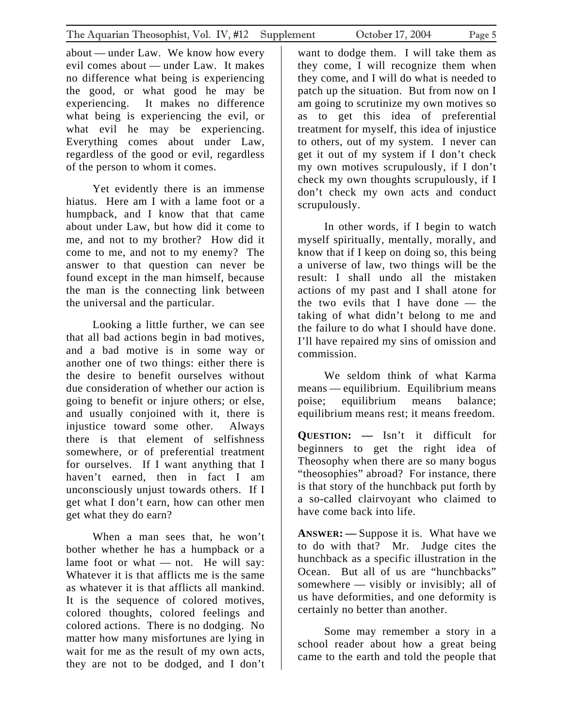about — under Law. We know how every evil comes about — under Law. It makes no difference what being is experiencing the good, or what good he may be experiencing. It makes no difference what being is experiencing the evil, or what evil he may be experiencing. Everything comes about under Law, regardless of the good or evil, regardless of the person to whom it comes.

Yet evidently there is an immense hiatus. Here am I with a lame foot or a humpback, and I know that that came about under Law, but how did it come to me, and not to my brother? How did it come to me, and not to my enemy? The answer to that question can never be found except in the man himself, because the man is the connecting link between the universal and the particular.

Looking a little further, we can see that all bad actions begin in bad motives, and a bad motive is in some way or another one of two things: either there is the desire to benefit ourselves without due consideration of whether our action is going to benefit or injure others; or else, and usually conjoined with it, there is injustice toward some other. Always there is that element of selfishness somewhere, or of preferential treatment for ourselves. If I want anything that I haven't earned, then in fact I am unconsciously unjust towards others. If I get what I don't earn, how can other men get what they do earn?

When a man sees that, he won't bother whether he has a humpback or a lame foot or what — not. He will say: Whatever it is that afflicts me is the same as whatever it is that afflicts all mankind. It is the sequence of colored motives, colored thoughts, colored feelings and colored actions. There is no dodging. No matter how many misfortunes are lying in wait for me as the result of my own acts, they are not to be dodged, and I don't want to dodge them. I will take them as they come, I will recognize them when they come, and I will do what is needed to patch up the situation. But from now on I am going to scrutinize my own motives so as to get this idea of preferential treatment for myself, this idea of injustice to others, out of my system. I never can get it out of my system if I don't check my own motives scrupulously, if I don't check my own thoughts scrupulously, if I don't check my own acts and conduct scrupulously.

In other words, if I begin to watch myself spiritually, mentally, morally, and know that if I keep on doing so, this being a universe of law, two things will be the result: I shall undo all the mistaken actions of my past and I shall atone for the two evils that I have done — the taking of what didn't belong to me and the failure to do what I should have done. I'll have repaired my sins of omission and commission.

We seldom think of what Karma means — equilibrium. Equilibrium means poise; equilibrium means balance; equilibrium means rest; it means freedom.

**QUESTION: —** Isn't it difficult for beginners to get the right idea of Theosophy when there are so many bogus "theosophies" abroad? For instance, there is that story of the hunchback put forth by a so-called clairvoyant who claimed to have come back into life.

**ANSWER: —** Suppose it is. What have we to do with that? Mr. Judge cites the hunchback as a specific illustration in the Ocean. But all of us are "hunchbacks" somewhere — visibly or invisibly; all of us have deformities, and one deformity is certainly no better than another.

Some may remember a story in a school reader about how a great being came to the earth and told the people that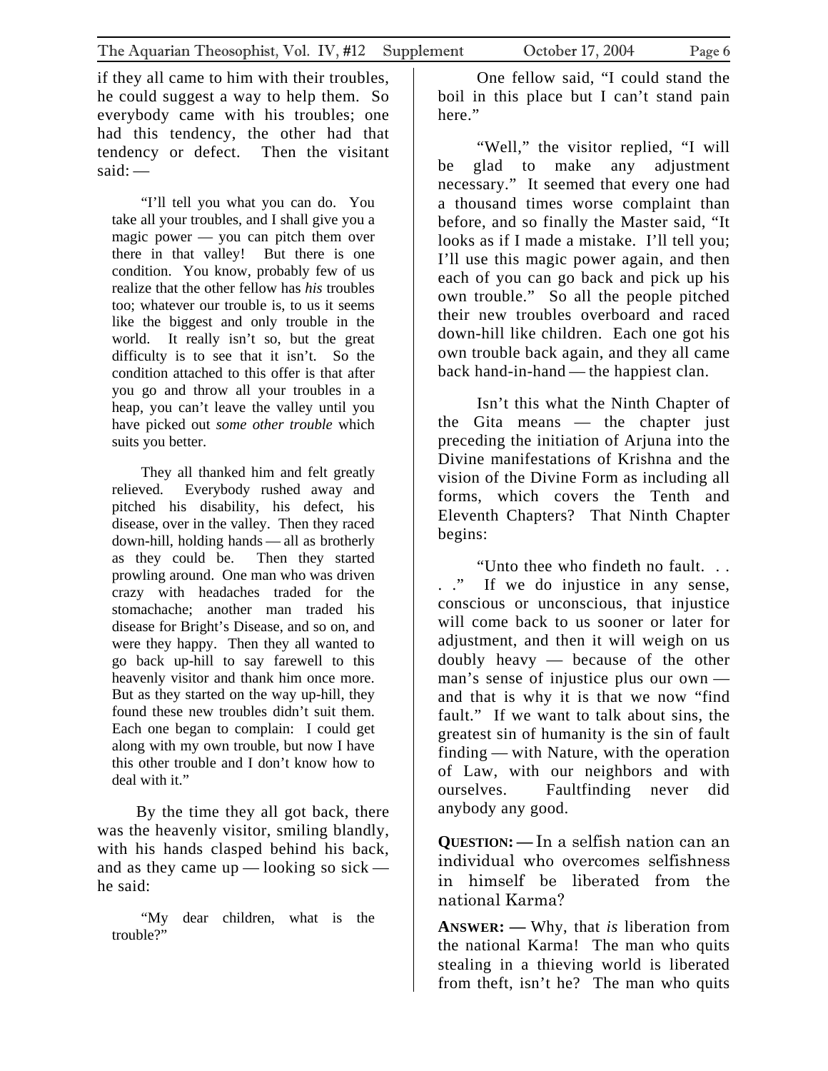if they all came to him with their troubles, he could suggest a way to help them. So everybody came with his troubles; one had this tendency, the other had that tendency or defect. Then the visitant said: —

> "I'll tell you what you can do. You take all your troubles, and I shall give you a magic power — you can pitch them over there in that valley! But there is one condition. You know, probably few of us realize that the other fellow has *his* troubles too; whatever our trouble is, to us it seems like the biggest and only trouble in the world. It really isn't so, but the great difficulty is to see that it isn't. So the condition attached to this offer is that after you go and throw all your troubles in a heap, you can't leave the valley until you have picked out *some other trouble* which suits you better.
>
> They all thanked him and felt greatly relieved. Everybody rushed away and pitched his disability, his defect, his disease, over in the valley. Then they raced down-hill, holding hands — all as brotherly as they could be. Then they started prowling around. One man who was driven crazy with headaches traded for the stomachache; another man traded his disease for Bright's Disease, and so on, and were they happy. Then they all wanted to go back up-hill to say farewell to this heavenly visitor and thank him once more. But as they started on the way up-hill, they found these new troubles didn't suit them. Each one began to complain: I could get along with my own trouble, but now I have this other trouble and I don't know how to deal with it."

By the time they all got back, there was the heavenly visitor, smiling blandly, with his hands clasped behind his back, and as they came up — looking so sick — he said:

> "My dear children, what is the trouble?"

One fellow said, "I could stand the boil in this place but I can't stand pain here."

"Well," the visitor replied, "I will be glad to make any adjustment necessary." It seemed that every one had a thousand times worse complaint than before, and so finally the Master said, "It looks as if I made a mistake. I'll tell you; I'll use this magic power again, and then each of you can go back and pick up his own trouble." So all the people pitched their new troubles overboard and raced down-hill like children. Each one got his own trouble back again, and they all came back hand-in-hand — the happiest clan.

Isn't this what the Ninth Chapter of the Gita means — the chapter just preceding the initiation of Arjuna into the Divine manifestations of Krishna and the vision of the Divine Form as including all forms, which covers the Tenth and Eleventh Chapters? That Ninth Chapter begins:

"Unto thee who findeth no fault. . . ." If we do injustice in any sense, conscious or unconscious, that injustice will come back to us sooner or later for adjustment, and then it will weigh on us doubly heavy — because of the other man's sense of injustice plus our own — and that is why it is that we now "find fault." If we want to talk about sins, the greatest sin of humanity is the sin of fault finding — with Nature, with the operation of Law, with our neighbors and with ourselves. Faultfinding never did anybody any good.

**QUESTION: —** In a selfish nation can an individual who overcomes selfishness in himself be liberated from the national Karma?

**ANSWER: —** Why, that *is* liberation from the national Karma! The man who quits stealing in a thieving world is liberated from theft, isn't he? The man who quits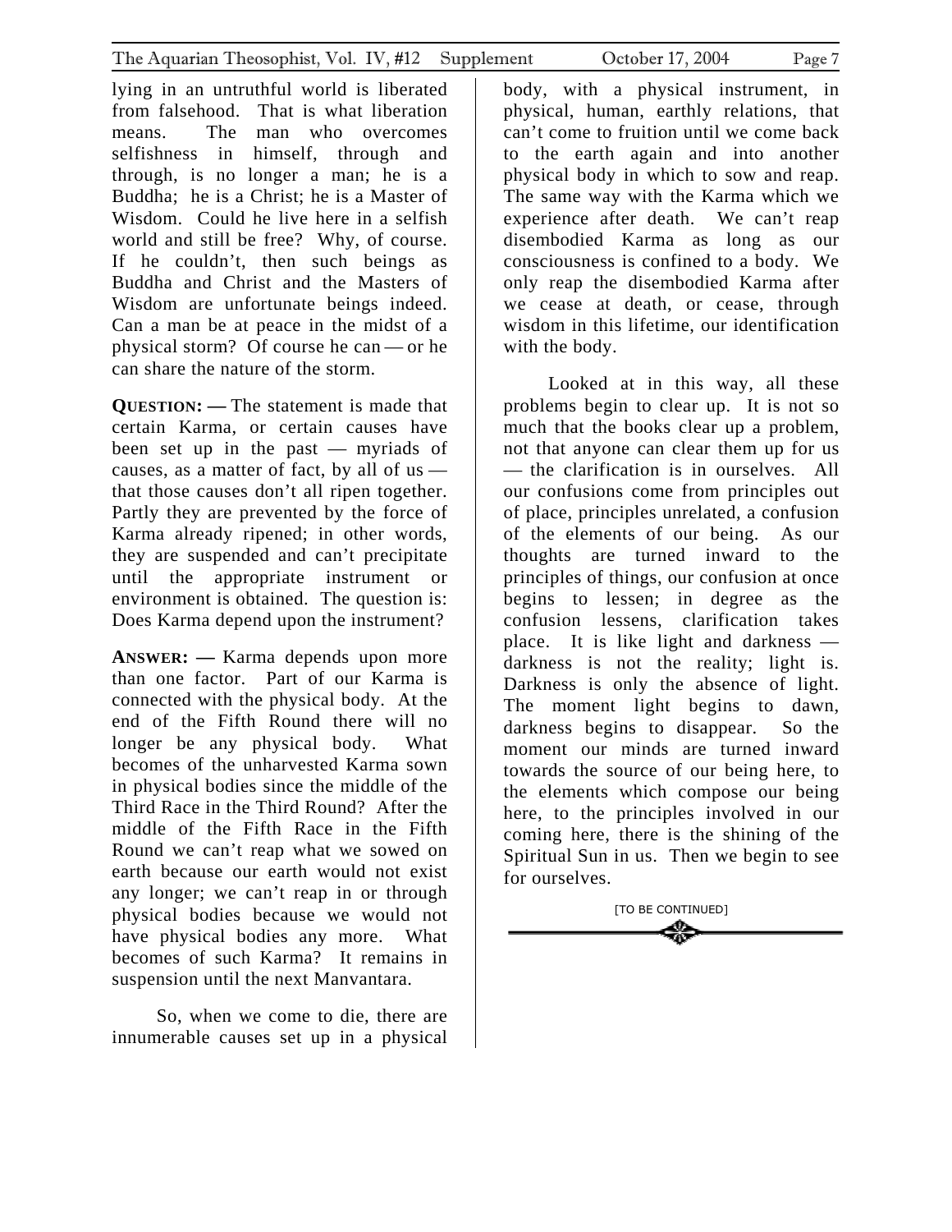lying in an untruthful world is liberated from falsehood. That is what liberation means. The man who overcomes selfishness in himself, through and through, is no longer a man; he is a Buddha; he is a Christ; he is a Master of Wisdom. Could he live here in a selfish world and still be free? Why, of course. If he couldn't, then such beings as Buddha and Christ and the Masters of Wisdom are unfortunate beings indeed. Can a man be at peace in the midst of a physical storm? Of course he can — or he can share the nature of the storm.

**QUESTION: —** The statement is made that certain Karma, or certain causes have been set up in the past — myriads of causes, as a matter of fact, by all of us — that those causes don't all ripen together. Partly they are prevented by the force of Karma already ripened; in other words, they are suspended and can't precipitate until the appropriate instrument or environment is obtained. The question is: Does Karma depend upon the instrument?

**ANSWER: —** Karma depends upon more than one factor. Part of our Karma is connected with the physical body. At the end of the Fifth Round there will no longer be any physical body. What becomes of the unharvested Karma sown in physical bodies since the middle of the Third Race in the Third Round? After the middle of the Fifth Race in the Fifth Round we can't reap what we sowed on earth because our earth would not exist any longer; we can't reap in or through physical bodies because we would not have physical bodies any more. What becomes of such Karma? It remains in suspension until the next Manvantara.

So, when we come to die, there are innumerable causes set up in a physical body, with a physical instrument, in physical, human, earthly relations, that can't come to fruition until we come back to the earth again and into another physical body in which to sow and reap. The same way with the Karma which we experience after death. We can't reap disembodied Karma as long as our consciousness is confined to a body. We only reap the disembodied Karma after we cease at death, or cease, through wisdom in this lifetime, our identification with the body.

Looked at in this way, all these problems begin to clear up. It is not so much that the books clear up a problem, not that anyone can clear them up for us — the clarification is in ourselves. All our confusions come from principles out of place, principles unrelated, a confusion of the elements of our being. As our thoughts are turned inward to the principles of things, our confusion at once begins to lessen; in degree as the confusion lessens, clarification takes place. It is like light and darkness — darkness is not the reality; light is. Darkness is only the absence of light. The moment light begins to dawn, darkness begins to disappear. So the moment our minds are turned inward towards the source of our being here, to the elements which compose our being here, to the principles involved in our coming here, there is the shining of the Spiritual Sun in us. Then we begin to see for ourselves.

[TO BE CONTINUED]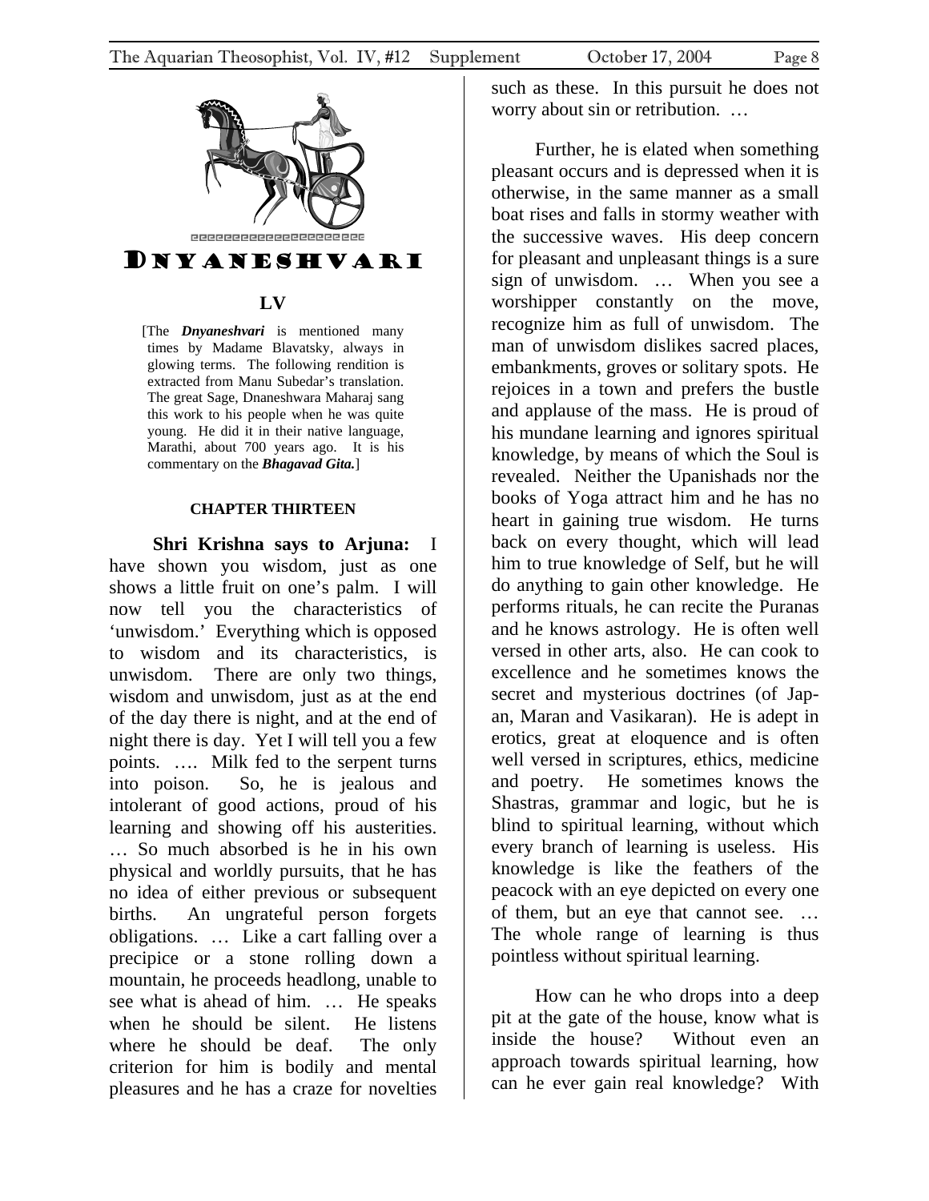# Dnyaneshvari

## LV

[The ***Dnyaneshvari*** is mentioned many times by Madame Blavatsky, always in glowing terms. The following rendition is extracted from Manu Subedar's translation. The great Sage, Dnaneshwara Maharaj sang this work to his people when he was quite young. He did it in their native language, Marathi, about 700 years ago. It is his commentary on the ***Bhagavad Gita.***]

### CHAPTER THIRTEEN

**Shri Krishna says to Arjuna:** I have shown you wisdom, just as one shows a little fruit on one's palm. I will now tell you the characteristics of 'unwisdom.' Everything which is opposed to wisdom and its characteristics, is unwisdom. There are only two things, wisdom and unwisdom, just as at the end of the day there is night, and at the end of night there is day. Yet I will tell you a few points. …. Milk fed to the serpent turns into poison. So, he is jealous and intolerant of good actions, proud of his learning and showing off his austerities. … So much absorbed is he in his own physical and worldly pursuits, that he has no idea of either previous or subsequent births. An ungrateful person forgets obligations. … Like a cart falling over a precipice or a stone rolling down a mountain, he proceeds headlong, unable to see what is ahead of him. … He speaks when he should be silent. He listens where he should be deaf. The only criterion for him is bodily and mental pleasures and he has a craze for novelties such as these. In this pursuit he does not worry about sin or retribution. …

Further, he is elated when something pleasant occurs and is depressed when it is otherwise, in the same manner as a small boat rises and falls in stormy weather with the successive waves. His deep concern for pleasant and unpleasant things is a sure sign of unwisdom. … When you see a worshipper constantly on the move, recognize him as full of unwisdom. The man of unwisdom dislikes sacred places, embankments, groves or solitary spots. He rejoices in a town and prefers the bustle and applause of the mass. He is proud of his mundane learning and ignores spiritual knowledge, by means of which the Soul is revealed. Neither the Upanishads nor the books of Yoga attract him and he has no heart in gaining true wisdom. He turns back on every thought, which will lead him to true knowledge of Self, but he will do anything to gain other knowledge. He performs rituals, he can recite the Puranas and he knows astrology. He is often well versed in other arts, also. He can cook to excellence and he sometimes knows the secret and mysterious doctrines (of Jap-an, Maran and Vasikaran). He is adept in erotics, great at eloquence and is often well versed in scriptures, ethics, medicine and poetry. He sometimes knows the Shastras, grammar and logic, but he is blind to spiritual learning, without which every branch of learning is useless. His knowledge is like the feathers of the peacock with an eye depicted on every one of them, but an eye that cannot see. … The whole range of learning is thus pointless without spiritual learning.

How can he who drops into a deep pit at the gate of the house, know what is inside the house? Without even an approach towards spiritual learning, how can he ever gain real knowledge? With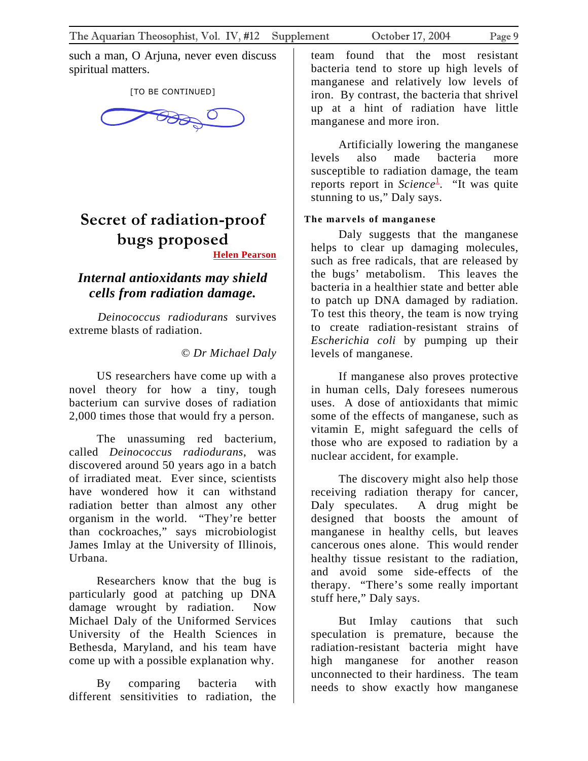such a man, O Arjuna, never even discuss spiritual matters.

[TO BE CONTINUED]

# Secret of radiation-proof bugs proposed

**Helen Pearson**

## *Internal antioxidants may shield cells from radiation damage.*

*Deinococcus radiodurans* survives extreme blasts of radiation.

*© Dr Michael Daly*

US researchers have come up with a novel theory for how a tiny, tough bacterium can survive doses of radiation 2,000 times those that would fry a person.

The unassuming red bacterium, called *Deinococcus radiodurans*, was discovered around 50 years ago in a batch of irradiated meat. Ever since, scientists have wondered how it can withstand radiation better than almost any other organism in the world. "They're better than cockroaches," says microbiologist James Imlay at the University of Illinois, Urbana.

Researchers know that the bug is particularly good at patching up DNA damage wrought by radiation. Now Michael Daly of the Uniformed Services University of the Health Sciences in Bethesda, Maryland, and his team have come up with a possible explanation why.

By comparing bacteria with different sensitivities to radiation, the team found that the most resistant bacteria tend to store up high levels of manganese and relatively low levels of iron. By contrast, the bacteria that shrivel up at a hint of radiation have little manganese and more iron.

Artificially lowering the manganese levels also made bacteria more susceptible to radiation damage, the team reports report in *Science*[1]. "It was quite stunning to us," Daly says.

**The marvels of manganese**

Daly suggests that the manganese helps to clear up damaging molecules, such as free radicals, that are released by the bugs' metabolism. This leaves the bacteria in a healthier state and better able to patch up DNA damaged by radiation. To test this theory, the team is now trying to create radiation-resistant strains of *Escherichia coli* by pumping up their levels of manganese.

If manganese also proves protective in human cells, Daly foresees numerous uses. A dose of antioxidants that mimic some of the effects of manganese, such as vitamin E, might safeguard the cells of those who are exposed to radiation by a nuclear accident, for example.

The discovery might also help those receiving radiation therapy for cancer, Daly speculates. A drug might be designed that boosts the amount of manganese in healthy cells, but leaves cancerous ones alone. This would render healthy tissue resistant to the radiation, and avoid some side-effects of the therapy. "There's some really important stuff here," Daly says.

But Imlay cautions that such speculation is premature, because the radiation-resistant bacteria might have high manganese for another reason unconnected to their hardiness. The team needs to show exactly how manganese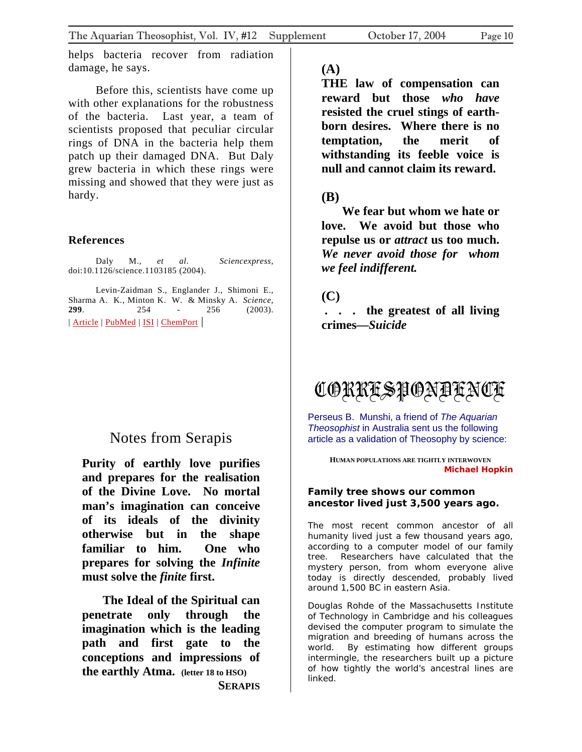helps bacteria recover from radiation damage, he says.

Before this, scientists have come up with other explanations for the robustness of the bacteria. Last year, a team of scientists proposed that peculiar circular rings of DNA in the bacteria help them patch up their damaged DNA. But Daly grew bacteria in which these rings were missing and showed that they were just as hardy.

### References

Daly M., *et al*. *Sciencexpress*, doi:10.1126/science.1103185 (2004).

Levin-Zaidman S., Englander J., Shimoni E., Sharma A. K., Minton K. W. & Minsky A. *Science*, **299**. 254 - 256 (2003).
| Article | PubMed | ISI | ChemPort |

## Notes from Serapis

**Purity of earthly love purifies and prepares for the realisation of the Divine Love. No mortal man's imagination can conceive of its ideals of the divinity otherwise but in the shape familiar to him. One who prepares for solving the *Infinite* must solve the *finite* first.**

**The Ideal of the Spiritual can penetrate only through the imagination which is the leading path and first gate to the conceptions and impressions of the earthly Atma. (letter 18 to HSO)**

**SERAPIS**

**(A)**

**THE law of compensation can reward but those *who have* resisted the cruel stings of earth-born desires. Where there is no temptation, the merit of withstanding its feeble voice is null and cannot claim its reward.**

**(B)**

**We fear but whom we hate or love. We avoid but those who repulse us or *attract* us too much. *We never avoid those for whom we feel indifferent.***

**(C)**

**. . . the greatest of all living crimes—*Suicide***

## CORRESPONDENCE

Perseus B. Munshi, a friend of *The Aquarian Theosophist* in Australia sent us the following article as a validation of Theosophy by science:

**HUMAN POPULATIONS ARE TIGHTLY INTERWOVEN**

**Michael Hopkin**

**Family tree shows our common ancestor lived just 3,500 years ago.**

The most recent common ancestor of all humanity lived just a few thousand years ago, according to a computer model of our family tree. Researchers have calculated that the mystery person, from whom everyone alive today is directly descended, probably lived around 1,500 BC in eastern Asia.

Douglas Rohde of the Massachusetts Institute of Technology in Cambridge and his colleagues devised the computer program to simulate the migration and breeding of humans across the world. By estimating how different groups intermingle, the researchers built up a picture of how tightly the world's ancestral lines are linked.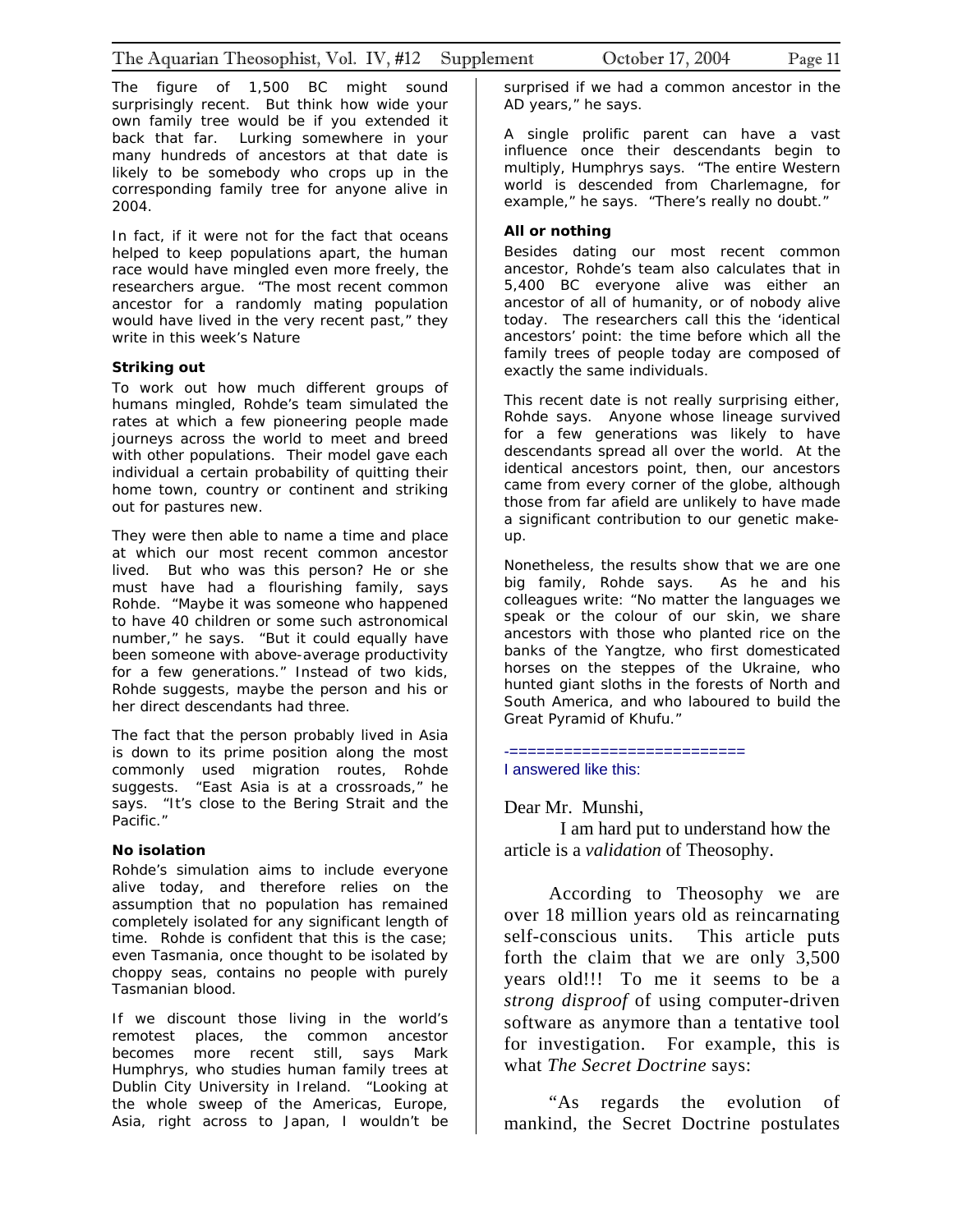The figure of 1,500 BC might sound surprisingly recent. But think how wide your own family tree would be if you extended it back that far. Lurking somewhere in your many hundreds of ancestors at that date is likely to be somebody who crops up in the corresponding family tree for anyone alive in 2004.

In fact, if it were not for the fact that oceans helped to keep populations apart, the human race would have mingled even more freely, the researchers argue. "The most recent common ancestor for a randomly mating population would have lived in the very recent past," they write in this week's Nature

**Striking out**

To work out how much different groups of humans mingled, Rohde's team simulated the rates at which a few pioneering people made journeys across the world to meet and breed with other populations. Their model gave each individual a certain probability of quitting their home town, country or continent and striking out for pastures new.

They were then able to name a time and place at which our most recent common ancestor lived. But who was this person? He or she must have had a flourishing family, says Rohde. "Maybe it was someone who happened to have 40 children or some such astronomical number," he says. "But it could equally have been someone with above-average productivity for a few generations." Instead of two kids, Rohde suggests, maybe the person and his or her direct descendants had three.

The fact that the person probably lived in Asia is down to its prime position along the most commonly used migration routes, Rohde suggests. "East Asia is at a crossroads," he says. "It's close to the Bering Strait and the Pacific."

**No isolation**

Rohde's simulation aims to include everyone alive today, and therefore relies on the assumption that no population has remained completely isolated for any significant length of time. Rohde is confident that this is the case; even Tasmania, once thought to be isolated by choppy seas, contains no people with purely Tasmanian blood.

If we discount those living in the world's remotest places, the common ancestor becomes more recent still, says Mark Humphrys, who studies human family trees at Dublin City University in Ireland. "Looking at the whole sweep of the Americas, Europe, Asia, right across to Japan, I wouldn't be surprised if we had a common ancestor in the AD years," he says.

A single prolific parent can have a vast influence once their descendants begin to multiply, Humphrys says. "The entire Western world is descended from Charlemagne, for example," he says. "There's really no doubt."

**All or nothing**

Besides dating our most recent common ancestor, Rohde's team also calculates that in 5,400 BC everyone alive was either an ancestor of all of humanity, or of nobody alive today. The researchers call this the 'identical ancestors' point: the time before which all the family trees of people today are composed of exactly the same individuals.

This recent date is not really surprising either, Rohde says. Anyone whose lineage survived for a few generations was likely to have descendants spread all over the world. At the identical ancestors point, then, our ancestors came from every corner of the globe, although those from far afield are unlikely to have made a significant contribution to our genetic make-up.

Nonetheless, the results show that we are one big family, Rohde says. As he and his colleagues write: "No matter the languages we speak or the colour of our skin, we share ancestors with those who planted rice on the banks of the Yangtze, who first domesticated horses on the steppes of the Ukraine, who hunted giant sloths in the forests of North and South America, and who laboured to build the Great Pyramid of Khufu."

-==========================

I answered like this:

Dear Mr. Munshi,

I am hard put to understand how the article is a *validation* of Theosophy.

According to Theosophy we are over 18 million years old as reincarnating self-conscious units. This article puts forth the claim that we are only 3,500 years old!!! To me it seems to be a *strong disproof* of using computer-driven software as anymore than a tentative tool for investigation. For example, this is what *The Secret Doctrine* says:

"As regards the evolution of mankind, the Secret Doctrine postulates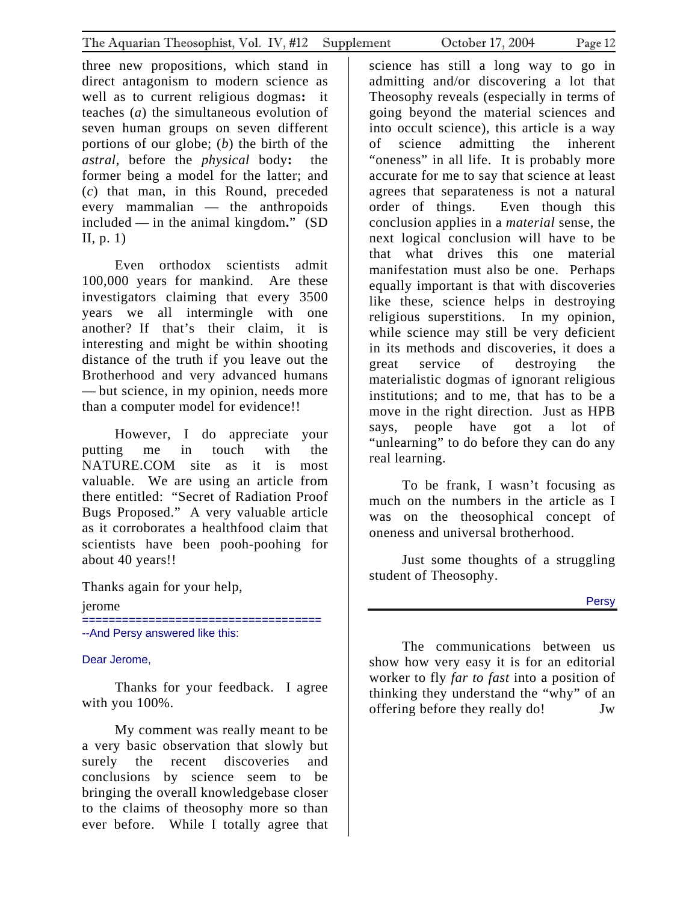three new propositions, which stand in direct antagonism to modern science as well as to current religious dogmas**:** it teaches (*a*) the simultaneous evolution of seven human groups on seven different portions of our globe; (*b*) the birth of the *astral*, before the *physical* body**:** the former being a model for the latter; and (*c*) that man, in this Round, preceded every mammalian — the anthropoids included — in the animal kingdom**.**" (SD II, p. 1)

Even orthodox scientists admit 100,000 years for mankind. Are these investigators claiming that every 3500 years we all intermingle with one another? If that's their claim, it is interesting and might be within shooting distance of the truth if you leave out the Brotherhood and very advanced humans — but science, in my opinion, needs more than a computer model for evidence!!

However, I do appreciate your putting me in touch with the NATURE.COM site as it is most valuable. We are using an article from there entitled: "Secret of Radiation Proof Bugs Proposed." A very valuable article as it corroborates a healthfood claim that scientists have been pooh-poohing for about 40 years!!

Thanks again for your help,

jerome

==================================

--And Persy answered like this:

Dear Jerome,

Thanks for your feedback. I agree with you 100%.

My comment was really meant to be a very basic observation that slowly but surely the recent discoveries and conclusions by science seem to be bringing the overall knowledgebase closer to the claims of theosophy more so than ever before. While I totally agree that science has still a long way to go in admitting and/or discovering a lot that Theosophy reveals (especially in terms of going beyond the material sciences and into occult science), this article is a way of science admitting the inherent "oneness" in all life. It is probably more accurate for me to say that science at least agrees that separateness is not a natural order of things. Even though this conclusion applies in a *material* sense, the next logical conclusion will have to be that what drives this one material manifestation must also be one. Perhaps equally important is that with discoveries like these, science helps in destroying religious superstitions. In my opinion, while science may still be very deficient in its methods and discoveries, it does a great service of destroying the materialistic dogmas of ignorant religious institutions; and to me, that has to be a move in the right direction. Just as HPB says, people have got a lot of "unlearning" to do before they can do any real learning.

To be frank, I wasn't focusing as much on the numbers in the article as I was on the theosophical concept of oneness and universal brotherhood.

Just some thoughts of a struggling student of Theosophy.

Persy

---

The communications between us show how very easy it is for an editorial worker to fly *far to fast* into a position of thinking they understand the "why" of an offering before they really do! Jw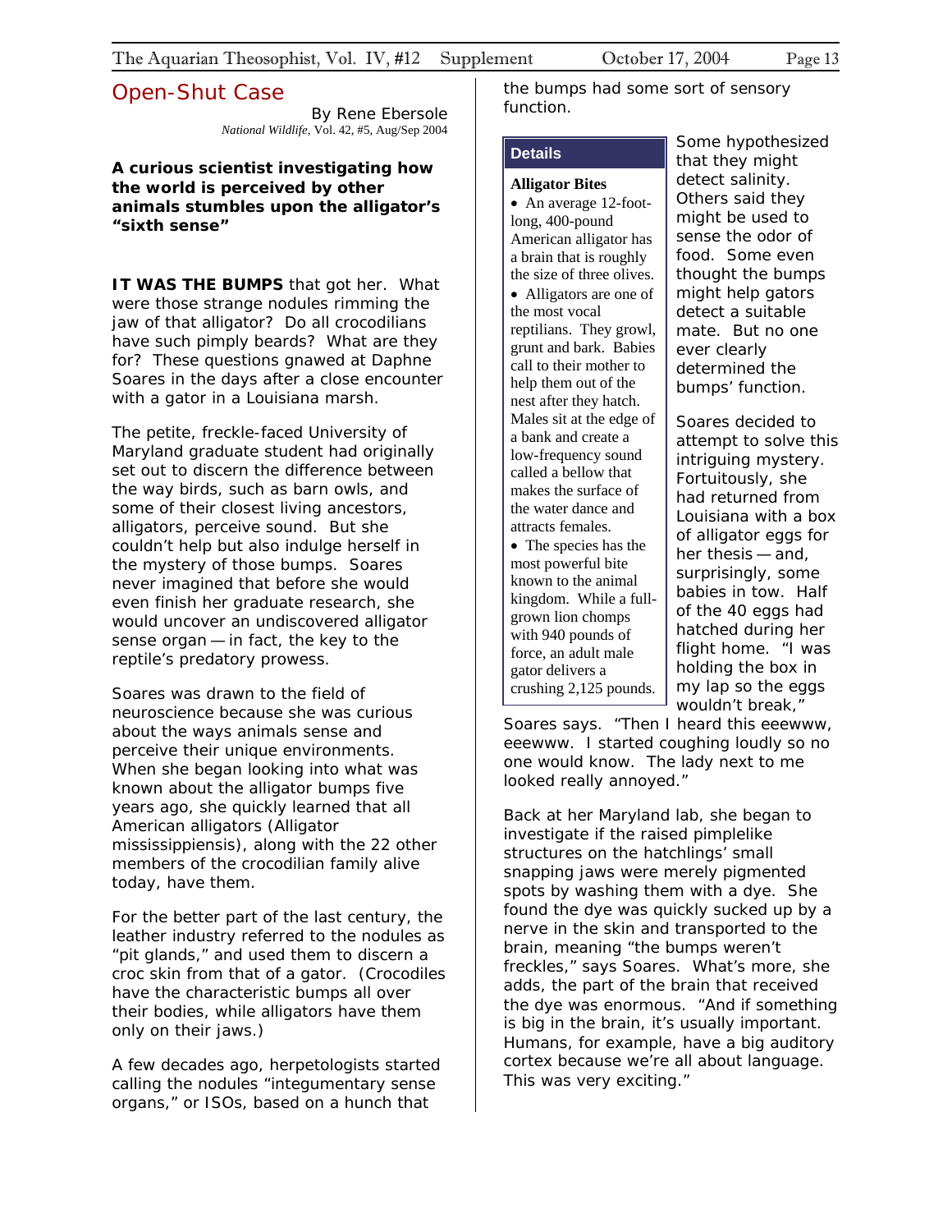## Open-Shut Case

By Rene Ebersole
*National Wildlife*, Vol. 42, #5, Aug/Sep 2004

**A curious scientist investigating how the world is perceived by other animals stumbles upon the alligator's "sixth sense"**

**IT WAS THE BUMPS** that got her. What were those strange nodules rimming the jaw of that alligator? Do all crocodilians have such pimply beards? What are they for? These questions gnawed at Daphne Soares in the days after a close encounter with a gator in a Louisiana marsh.

The petite, freckle-faced University of Maryland graduate student had originally set out to discern the difference between the way birds, such as barn owls, and some of their closest living ancestors, alligators, perceive sound. But she couldn't help but also indulge herself in the mystery of those bumps. Soares never imagined that before she would even finish her graduate research, she would uncover an undiscovered alligator sense organ — in fact, the key to the reptile's predatory prowess.

Soares was drawn to the field of neuroscience because she was curious about the ways animals sense and perceive their unique environments. When she began looking into what was known about the alligator bumps five years ago, she quickly learned that all American alligators (Alligator mississippiensis), along with the 22 other members of the crocodilian family alive today, have them.

For the better part of the last century, the leather industry referred to the nodules as "pit glands," and used them to discern a croc skin from that of a gator. (Crocodiles have the characteristic bumps all over their bodies, while alligators have them only on their jaws.)

A few decades ago, herpetologists started calling the nodules "integumentary sense organs," or ISOs, based on a hunch that the bumps had some sort of sensory function.

> **Details**
>
> **Alligator Bites**
>
> - An average 12-foot-long, 400-pound American alligator has a brain that is roughly the size of three olives.
> - Alligators are one of the most vocal reptilians. They growl, grunt and bark. Babies call to their mother to help them out of the nest after they hatch. Males sit at the edge of a bank and create a low-frequency sound called a bellow that makes the surface of the water dance and attracts females.
> - The species has the most powerful bite known to the animal kingdom. While a full-grown lion chomps with 940 pounds of force, an adult male gator delivers a crushing 2,125 pounds.

Some hypothesized that they might detect salinity. Others said they might be used to sense the odor of food. Some even thought the bumps might help gators detect a suitable mate. But no one ever clearly determined the bumps' function.

Soares decided to attempt to solve this intriguing mystery. Fortuitously, she had returned from Louisiana with a box of alligator eggs for her thesis — and, surprisingly, some babies in tow. Half of the 40 eggs had hatched during her flight home. "I was holding the box in my lap so the eggs wouldn't break," Soares says. "Then I heard this eeewww, eeewww. I started coughing loudly so no one would know. The lady next to me looked really annoyed."

Back at her Maryland lab, she began to investigate if the raised pimplelike structures on the hatchlings' small snapping jaws were merely pigmented spots by washing them with a dye. She found the dye was quickly sucked up by a nerve in the skin and transported to the brain, meaning "the bumps weren't freckles," says Soares. What's more, she adds, the part of the brain that received the dye was enormous. "And if something is big in the brain, it's usually important. Humans, for example, have a big auditory cortex because we're all about language. This was very exciting."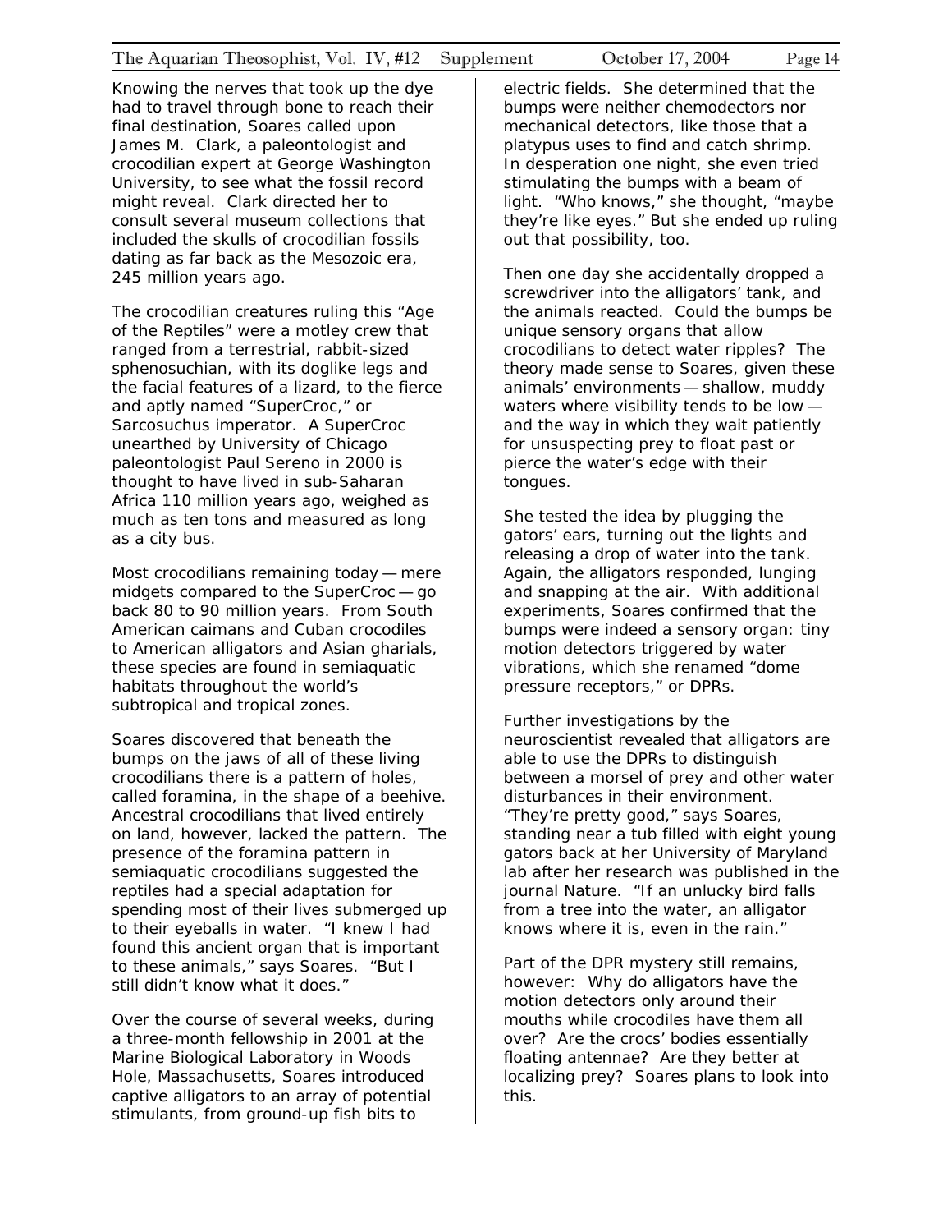Knowing the nerves that took up the dye had to travel through bone to reach their final destination, Soares called upon James M. Clark, a paleontologist and crocodilian expert at George Washington University, to see what the fossil record might reveal. Clark directed her to consult several museum collections that included the skulls of crocodilian fossils dating as far back as the Mesozoic era, 245 million years ago.

The crocodilian creatures ruling this "Age of the Reptiles" were a motley crew that ranged from a terrestrial, rabbit-sized sphenosuchian, with its doglike legs and the facial features of a lizard, to the fierce and aptly named "SuperCroc," or Sarcosuchus imperator. A SuperCroc unearthed by University of Chicago paleontologist Paul Sereno in 2000 is thought to have lived in sub-Saharan Africa 110 million years ago, weighed as much as ten tons and measured as long as a city bus.

Most crocodilians remaining today — mere midgets compared to the SuperCroc — go back 80 to 90 million years. From South American caimans and Cuban crocodiles to American alligators and Asian gharials, these species are found in semiaquatic habitats throughout the world's subtropical and tropical zones.

Soares discovered that beneath the bumps on the jaws of all of these living crocodilians there is a pattern of holes, called foramina, in the shape of a beehive. Ancestral crocodilians that lived entirely on land, however, lacked the pattern. The presence of the foramina pattern in semiaquatic crocodilians suggested the reptiles had a special adaptation for spending most of their lives submerged up to their eyeballs in water. "I knew I had found this ancient organ that is important to these animals," says Soares. "But I still didn't know what it does."

Over the course of several weeks, during a three-month fellowship in 2001 at the Marine Biological Laboratory in Woods Hole, Massachusetts, Soares introduced captive alligators to an array of potential stimulants, from ground-up fish bits to electric fields. She determined that the bumps were neither chemodectors nor mechanical detectors, like those that a platypus uses to find and catch shrimp. In desperation one night, she even tried stimulating the bumps with a beam of light. "Who knows," she thought, "maybe they're like eyes." But she ended up ruling out that possibility, too.

Then one day she accidentally dropped a screwdriver into the alligators' tank, and the animals reacted. Could the bumps be unique sensory organs that allow crocodilians to detect water ripples? The theory made sense to Soares, given these animals' environments — shallow, muddy waters where visibility tends to be low — and the way in which they wait patiently for unsuspecting prey to float past or pierce the water's edge with their tongues.

She tested the idea by plugging the gators' ears, turning out the lights and releasing a drop of water into the tank. Again, the alligators responded, lunging and snapping at the air. With additional experiments, Soares confirmed that the bumps were indeed a sensory organ: tiny motion detectors triggered by water vibrations, which she renamed "dome pressure receptors," or DPRs.

Further investigations by the neuroscientist revealed that alligators are able to use the DPRs to distinguish between a morsel of prey and other water disturbances in their environment. "They're pretty good," says Soares, standing near a tub filled with eight young gators back at her University of Maryland lab after her research was published in the journal Nature. "If an unlucky bird falls from a tree into the water, an alligator knows where it is, even in the rain."

Part of the DPR mystery still remains, however: Why do alligators have the motion detectors only around their mouths while crocodiles have them all over? Are the crocs' bodies essentially floating antennae? Are they better at localizing prey? Soares plans to look into this.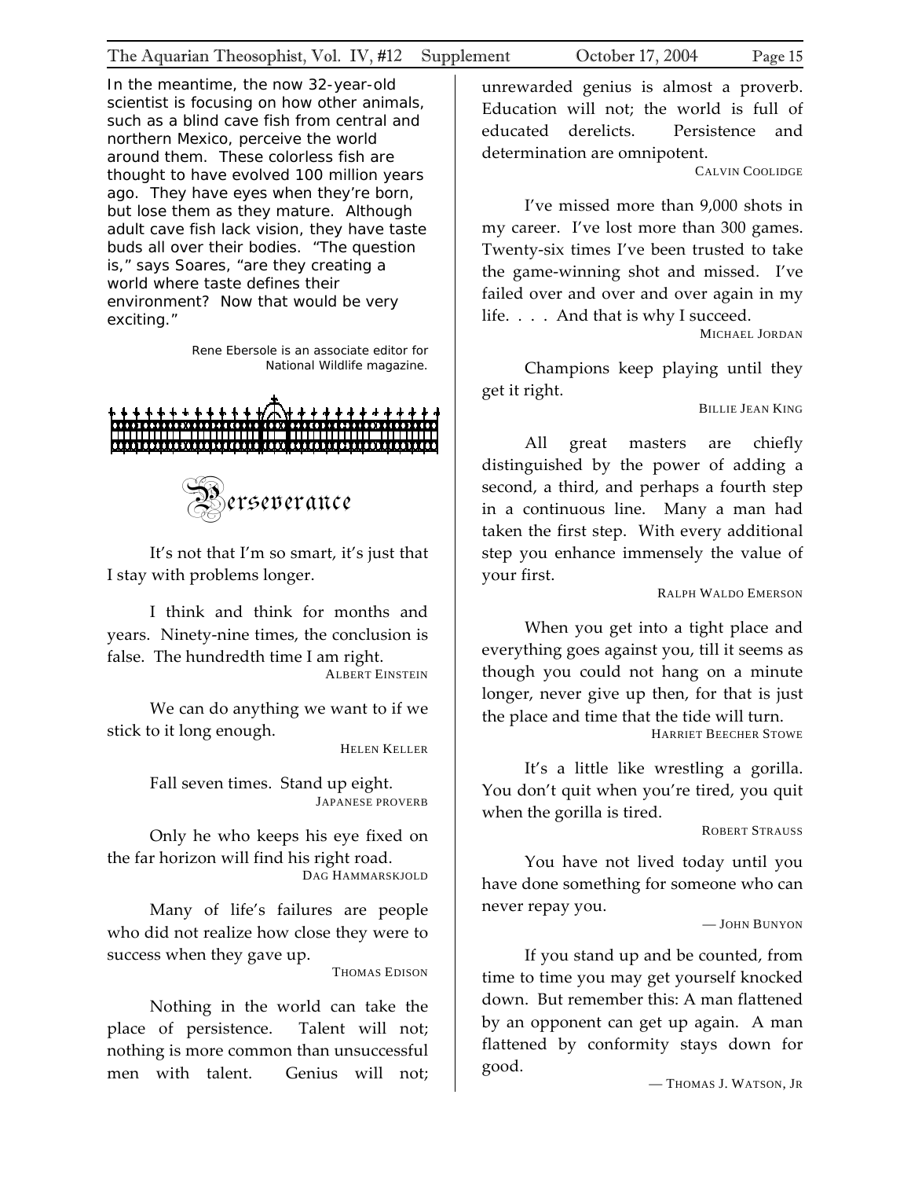In the meantime, the now 32-year-old scientist is focusing on how other animals, such as a blind cave fish from central and northern Mexico, perceive the world around them. These colorless fish are thought to have evolved 100 million years ago. They have eyes when they're born, but lose them as they mature. Although adult cave fish lack vision, they have taste buds all over their bodies. "The question is," says Soares, "are they creating a world where taste defines their environment? Now that would be very exciting."

Rene Ebersole is an associate editor for National Wildlife magazine.

## Perseverance

It's not that I'm so smart, it's just that I stay with problems longer.

I think and think for months and years. Ninety-nine times, the conclusion is false. The hundredth time I am right.

ALBERT EINSTEIN

We can do anything we want to if we stick to it long enough.

HELEN KELLER

Fall seven times. Stand up eight.

JAPANESE PROVERB

Only he who keeps his eye fixed on the far horizon will find his right road.

DAG HAMMARSKJOLD

Many of life's failures are people who did not realize how close they were to success when they gave up.

THOMAS EDISON

Nothing in the world can take the place of persistence. Talent will not; nothing is more common than unsuccessful men with talent. Genius will not; unrewarded genius is almost a proverb. Education will not; the world is full of educated derelicts. Persistence and determination are omnipotent.

CALVIN COOLIDGE

I've missed more than 9,000 shots in my career. I've lost more than 300 games. Twenty-six times I've been trusted to take the game-winning shot and missed. I've failed over and over and over again in my life. . . . And that is why I succeed.

MICHAEL JORDAN

Champions keep playing until they get it right.

BILLIE JEAN KING

All great masters are chiefly distinguished by the power of adding a second, a third, and perhaps a fourth step in a continuous line. Many a man had taken the first step. With every additional step you enhance immensely the value of your first.

RALPH WALDO EMERSON

When you get into a tight place and everything goes against you, till it seems as though you could not hang on a minute longer, never give up then, for that is just the place and time that the tide will turn.

HARRIET BEECHER STOWE

It's a little like wrestling a gorilla. You don't quit when you're tired, you quit when the gorilla is tired.

ROBERT STRAUSS

You have not lived today until you have done something for someone who can never repay you.

— JOHN BUNYON

If you stand up and be counted, from time to time you may get yourself knocked down. But remember this: A man flattened by an opponent can get up again. A man flattened by conformity stays down for good.

— THOMAS J. WATSON, JR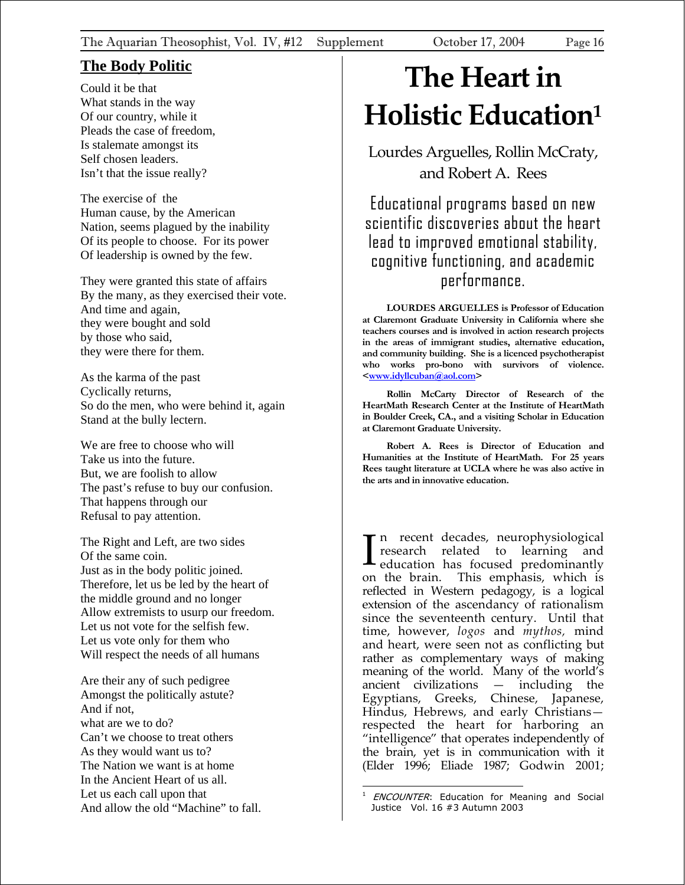## The Body Politic

Could it be that
What stands in the way
Of our country, while it
Pleads the case of freedom,
Is stalemate amongst its
Self chosen leaders.
Isn't that the issue really?

The exercise of the
Human cause, by the American
Nation, seems plagued by the inability
Of its people to choose. For its power
Of leadership is owned by the few.

They were granted this state of affairs
By the many, as they exercised their vote.
And time and again,
they were bought and sold
by those who said,
they were there for them.

As the karma of the past
Cyclically returns,
So do the men, who were behind it, again
Stand at the bully lectern.

We are free to choose who will
Take us into the future.
But, we are foolish to allow
The past's refuse to buy our confusion.
That happens through our
Refusal to pay attention.

The Right and Left, are two sides
Of the same coin.
Just as in the body politic joined.
Therefore, let us be led by the heart of
the middle ground and no longer
Allow extremists to usurp our freedom.
Let us not vote for the selfish few.
Let us vote only for them who
Will respect the needs of all humans

Are their any of such pedigree
Amongst the politically astute?
And if not,
what are we to do?
Can't we choose to treat others
As they would want us to?
The Nation we want is at home
In the Ancient Heart of us all.
Let us each call upon that
And allow the old "Machine" to fall.

# The Heart in Holistic Education[1]

Lourdes Arguelles, Rollin McCraty, and Robert A. Rees

Educational programs based on new scientific discoveries about the heart lead to improved emotional stability, cognitive functioning, and academic performance.

**LOURDES ARGUELLES is Professor of Education at Claremont Graduate University in California where she teachers courses and is involved in action research projects in the areas of immigrant studies, alternative education, and community building. She is a licenced psychotherapist who works pro-bono with survivors of violence. <www.idyllcuban@aol.com>**

**Rollin McCarty Director of Research of the HeartMath Research Center at the Institute of HeartMath in Boulder Creek, CA., and a visiting Scholar in Education at Claremont Graduate University.**

**Robert A. Rees is Director of Education and Humanities at the Institute of HeartMath. For 25 years Rees taught literature at UCLA where he was also active in the arts and in innovative education.**

In recent decades, neurophysiological research related to learning and education has focused predominantly on the brain. This emphasis, which is reflected in Western pedagogy, is a logical extension of the ascendancy of rationalism since the seventeenth century. Until that time, however, *logos* and *mythos,* mind and heart, were seen not as conflicting but rather as complementary ways of making meaning of the world. Many of the world's ancient civilizations — including the Egyptians, Greeks, Chinese, Japanese, Hindus, Hebrews, and early Christians—respected the heart for harboring an "intelligence" that operates independently of the brain, yet is in communication with it (Elder 1996; Eliade 1987; Godwin 2001;

[1] *ENCOUNTER*: Education for Meaning and Social Justice Vol. 16 #3 Autumn 2003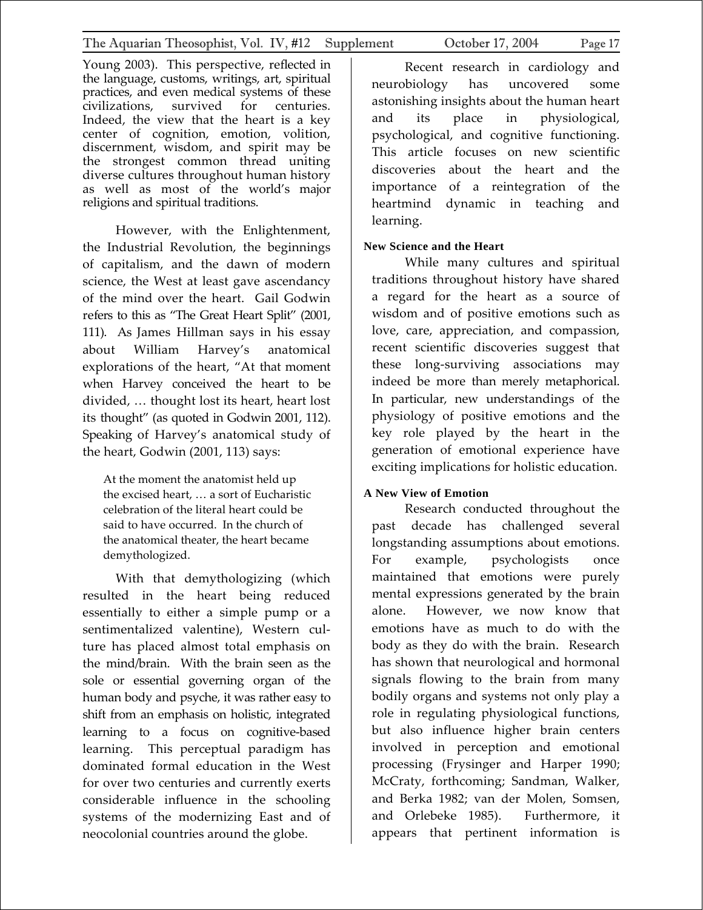Young 2003). This perspective, reflected in the language, customs, writings, art, spiritual practices, and even medical systems of these civilizations, survived for centuries. Indeed, the view that the heart is a key center of cognition, emotion, volition, discernment, wisdom, and spirit may be the strongest common thread uniting diverse cultures throughout human history as well as most of the world's major religions and spiritual traditions.

However, with the Enlightenment, the Industrial Revolution, the beginnings of capitalism, and the dawn of modern science, the West at least gave ascendancy of the mind over the heart. Gail Godwin refers to this as "The Great Heart Split" (2001, 111). As James Hillman says in his essay about William Harvey's anatomical explorations of the heart, "At that moment when Harvey conceived the heart to be divided, … thought lost its heart, heart lost its thought" (as quoted in Godwin 2001, 112). Speaking of Harvey's anatomical study of the heart, Godwin (2001, 113) says:

> At the moment the anatomist held up the excised heart, … a sort of Eucharistic celebration of the literal heart could be said to have occurred. In the church of the anatomical theater, the heart became demythologized.

With that demythologizing (which resulted in the heart being reduced essentially to either a simple pump or a sentimentalized valentine), Western culture has placed almost total emphasis on the mind/brain. With the brain seen as the sole or essential governing organ of the human body and psyche, it was rather easy to shift from an emphasis on holistic, integrated learning to a focus on cognitive-based learning. This perceptual paradigm has dominated formal education in the West for over two centuries and currently exerts considerable influence in the schooling systems of the modernizing East and of neocolonial countries around the globe.

Recent research in cardiology and neurobiology has uncovered some astonishing insights about the human heart and its place in physiological, psychological, and cognitive functioning. This article focuses on new scientific discoveries about the heart and the importance of a reintegration of the heartmind dynamic in teaching and learning.

**New Science and the Heart**

While many cultures and spiritual traditions throughout history have shared a regard for the heart as a source of wisdom and of positive emotions such as love, care, appreciation, and compassion, recent scientific discoveries suggest that these long-surviving associations may indeed be more than merely metaphorical. In particular, new understandings of the physiology of positive emotions and the key role played by the heart in the generation of emotional experience have exciting implications for holistic education.

**A New View of Emotion**

Research conducted throughout the past decade has challenged several longstanding assumptions about emotions. For example, psychologists once maintained that emotions were purely mental expressions generated by the brain alone. However, we now know that emotions have as much to do with the body as they do with the brain. Research has shown that neurological and hormonal signals flowing to the brain from many bodily organs and systems not only play a role in regulating physiological functions, but also influence higher brain centers involved in perception and emotional processing (Frysinger and Harper 1990; McCraty, forthcoming; Sandman, Walker, and Berka 1982; van der Molen, Somsen, and Orlebeke 1985). Furthermore, it appears that pertinent information is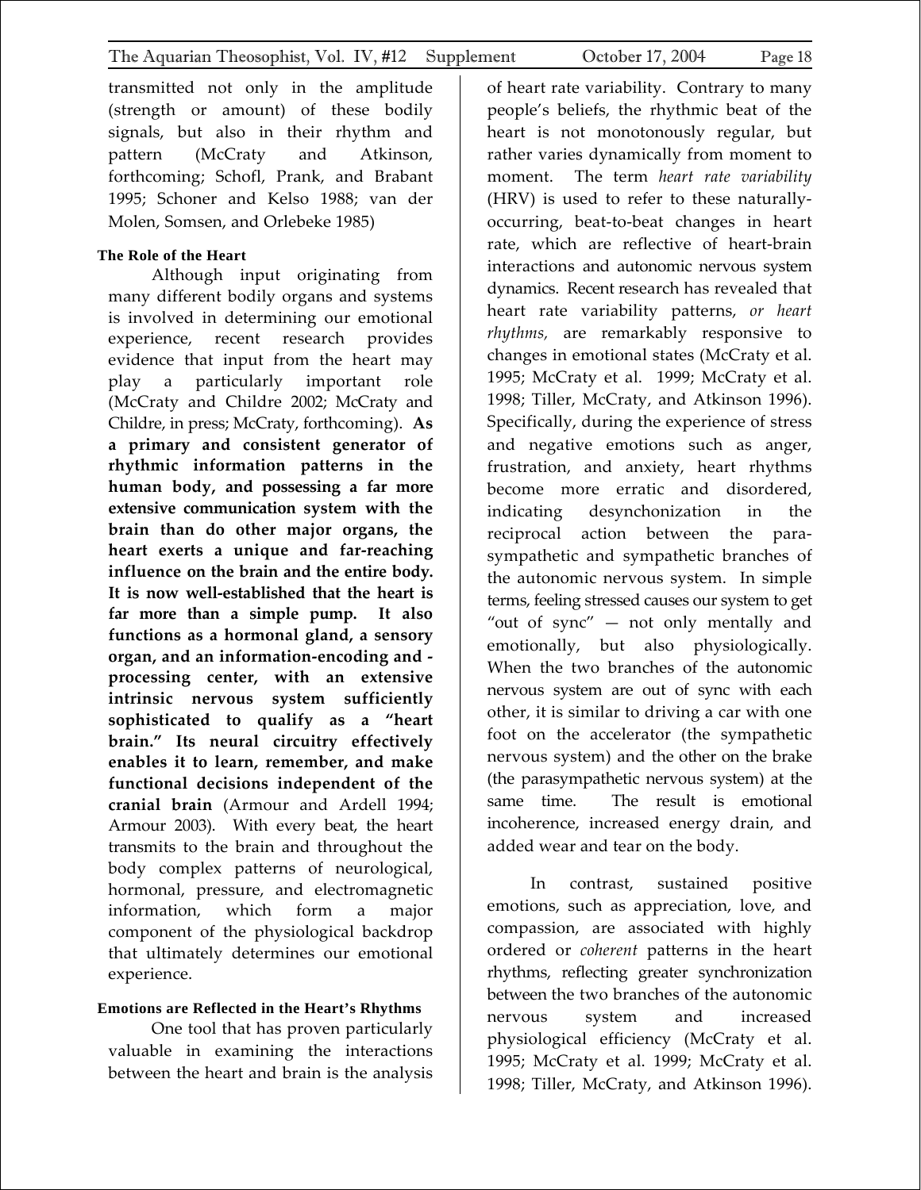transmitted not only in the amplitude (strength or amount) of these bodily signals, but also in their rhythm and pattern (McCraty and Atkinson, forthcoming; Schofl, Prank, and Brabant 1995; Schoner and Kelso 1988; van der Molen, Somsen, and Orlebeke 1985)

### The Role of the Heart

Although input originating from many different bodily organs and systems is involved in determining our emotional experience, recent research provides evidence that input from the heart may play a particularly important role (McCraty and Childre 2002; McCraty and Childre, in press; McCraty, forthcoming). **As a primary and consistent generator of rhythmic information patterns in the human body, and possessing a far more extensive communication system with the brain than do other major organs, the heart exerts a unique and far-reaching influence on the brain and the entire body. It is now well-established that the heart is far more than a simple pump. It also functions as a hormonal gland, a sensory organ, and an information-encoding and -processing center, with an extensive intrinsic nervous system sufficiently sophisticated to qualify as a "heart brain." Its neural circuitry effectively enables it to learn, remember, and make functional decisions independent of the cranial brain** (Armour and Ardell 1994; Armour 2003). With every beat, the heart transmits to the brain and throughout the body complex patterns of neurological, hormonal, pressure, and electromagnetic information, which form a major component of the physiological backdrop that ultimately determines our emotional experience.

### Emotions are Reflected in the Heart's Rhythms

One tool that has proven particularly valuable in examining the interactions between the heart and brain is the analysis of heart rate variability. Contrary to many people's beliefs, the rhythmic beat of the heart is not monotonously regular, but rather varies dynamically from moment to moment. The term *heart rate variability* (HRV) is used to refer to these naturally-occurring, beat-to-beat changes in heart rate, which are reflective of heart-brain interactions and autonomic nervous system dynamics. Recent research has revealed that heart rate variability patterns, *or heart rhythms,* are remarkably responsive to changes in emotional states (McCraty et al. 1995; McCraty et al. 1999; McCraty et al. 1998; Tiller, McCraty, and Atkinson 1996). Specifically, during the experience of stress and negative emotions such as anger, frustration, and anxiety, heart rhythms become more erratic and disordered, indicating desynchonization in the reciprocal action between the para-sympathetic and sympathetic branches of the autonomic nervous system. In simple terms, feeling stressed causes our system to get "out of sync" — not only mentally and emotionally, but also physiologically. When the two branches of the autonomic nervous system are out of sync with each other, it is similar to driving a car with one foot on the accelerator (the sympathetic nervous system) and the other on the brake (the parasympathetic nervous system) at the same time. The result is emotional incoherence, increased energy drain, and added wear and tear on the body.

In contrast, sustained positive emotions, such as appreciation, love, and compassion, are associated with highly ordered or *coherent* patterns in the heart rhythms, reflecting greater synchronization between the two branches of the autonomic nervous system and increased physiological efficiency (McCraty et al. 1995; McCraty et al. 1999; McCraty et al. 1998; Tiller, McCraty, and Atkinson 1996).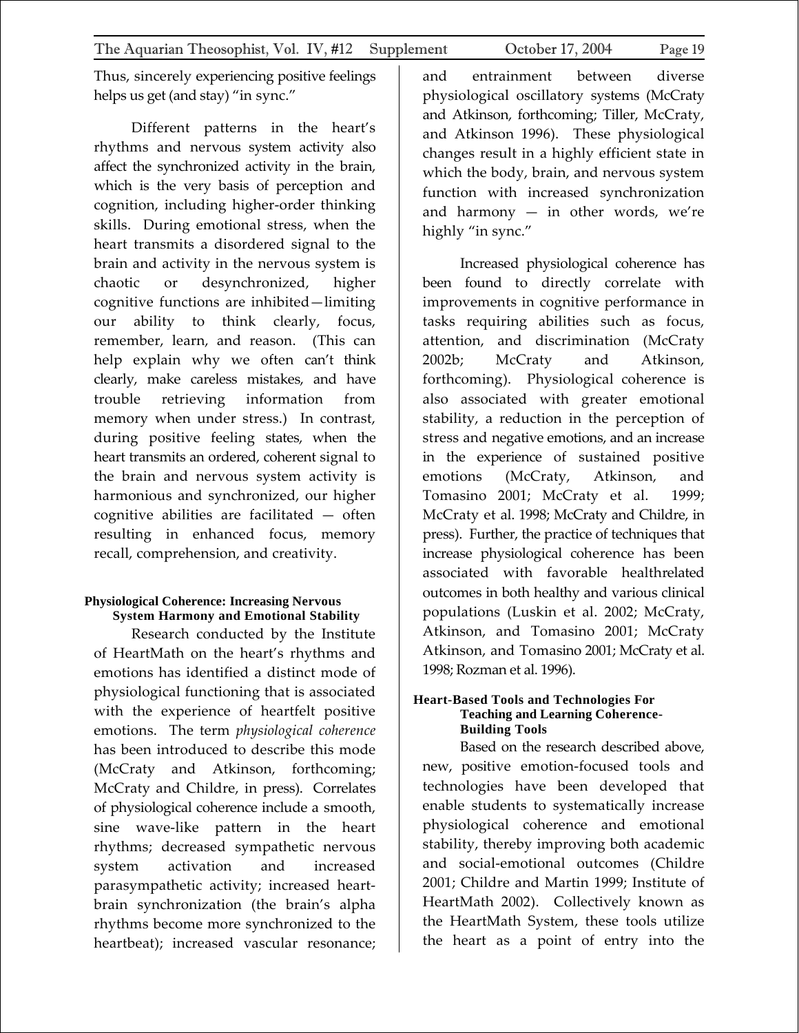Thus, sincerely experiencing positive feelings helps us get (and stay) "in sync."

Different patterns in the heart's rhythms and nervous system activity also affect the synchronized activity in the brain, which is the very basis of perception and cognition, including higher-order thinking skills. During emotional stress, when the heart transmits a disordered signal to the brain and activity in the nervous system is chaotic or desynchronized, higher cognitive functions are inhibited—limiting our ability to think clearly, focus, remember, learn, and reason. (This can help explain why we often can't think clearly, make careless mistakes, and have trouble retrieving information from memory when under stress.) In contrast, during positive feeling states, when the heart transmits an ordered, coherent signal to the brain and nervous system activity is harmonious and synchronized, our higher cognitive abilities are facilitated — often resulting in enhanced focus, memory recall, comprehension, and creativity.

#### Physiological Coherence: Increasing Nervous System Harmony and Emotional Stability

Research conducted by the Institute of HeartMath on the heart's rhythms and emotions has identified a distinct mode of physiological functioning that is associated with the experience of heartfelt positive emotions. The term *physiological coherence* has been introduced to describe this mode (McCraty and Atkinson, forthcoming; McCraty and Childre, in press). Correlates of physiological coherence include a smooth, sine wave-like pattern in the heart rhythms; decreased sympathetic nervous system activation and increased parasympathetic activity; increased heart-brain synchronization (the brain's alpha rhythms become more synchronized to the heartbeat); increased vascular resonance; and entrainment between diverse physiological oscillatory systems (McCraty and Atkinson, forthcoming; Tiller, McCraty, and Atkinson 1996). These physiological changes result in a highly efficient state in which the body, brain, and nervous system function with increased synchronization and harmony — in other words, we're highly "in sync."

Increased physiological coherence has been found to directly correlate with improvements in cognitive performance in tasks requiring abilities such as focus, attention, and discrimination (McCraty 2002b; McCraty and Atkinson, forthcoming). Physiological coherence is also associated with greater emotional stability, a reduction in the perception of stress and negative emotions, and an increase in the experience of sustained positive emotions (McCraty, Atkinson, and Tomasino 2001; McCraty et al. 1999; McCraty et al. 1998; McCraty and Childre, in press). Further, the practice of techniques that increase physiological coherence has been associated with favorable healthrelated outcomes in both healthy and various clinical populations (Luskin et al. 2002; McCraty, Atkinson, and Tomasino 2001; McCraty Atkinson, and Tomasino 2001; McCraty et al. 1998; Rozman et al. 1996).

#### Heart-Based Tools and Technologies For Teaching and Learning Coherence-Building Tools

Based on the research described above, new, positive emotion-focused tools and technologies have been developed that enable students to systematically increase physiological coherence and emotional stability, thereby improving both academic and social-emotional outcomes (Childre 2001; Childre and Martin 1999; Institute of HeartMath 2002). Collectively known as the HeartMath System, these tools utilize the heart as a point of entry into the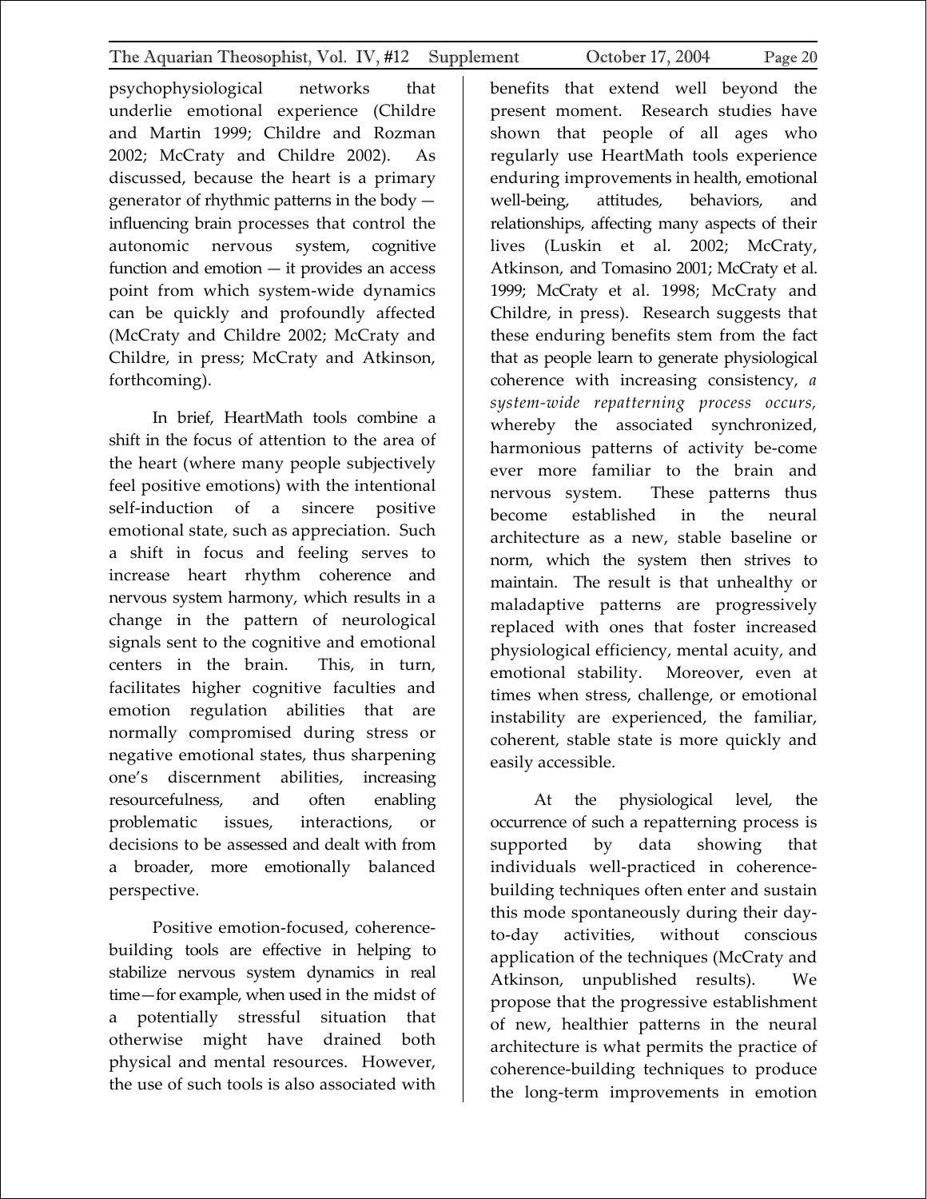psychophysiological networks that underlie emotional experience (Childre and Martin 1999; Childre and Rozman 2002; McCraty and Childre 2002). As discussed, because the heart is a primary generator of rhythmic patterns in the body — influencing brain processes that control the autonomic nervous system, cognitive function and emotion — it provides an access point from which system-wide dynamics can be quickly and profoundly affected (McCraty and Childre 2002; McCraty and Childre, in press; McCraty and Atkinson, forthcoming).

In brief, HeartMath tools combine a shift in the focus of attention to the area of the heart (where many people subjectively feel positive emotions) with the intentional self-induction of a sincere positive emotional state, such as appreciation. Such a shift in focus and feeling serves to increase heart rhythm coherence and nervous system harmony, which results in a change in the pattern of neurological signals sent to the cognitive and emotional centers in the brain. This, in turn, facilitates higher cognitive faculties and emotion regulation abilities that are normally compromised during stress or negative emotional states, thus sharpening one's discernment abilities, increasing resourcefulness, and often enabling problematic issues, interactions, or decisions to be assessed and dealt with from a broader, more emotionally balanced perspective.

Positive emotion-focused, coherence-building tools are effective in helping to stabilize nervous system dynamics in real time—for example, when used in the midst of a potentially stressful situation that otherwise might have drained both physical and mental resources. However, the use of such tools is also associated with benefits that extend well beyond the present moment. Research studies have shown that people of all ages who regularly use HeartMath tools experience enduring improvements in health, emotional well-being, attitudes, behaviors, and relationships, affecting many aspects of their lives (Luskin et al. 2002; McCraty, Atkinson, and Tomasino 2001; McCraty et al. 1999; McCraty et al. 1998; McCraty and Childre, in press). Research suggests that these enduring benefits stem from the fact that as people learn to generate physiological coherence with increasing consistency, *a system-wide repatterning process occurs,* whereby the associated synchronized, harmonious patterns of activity be-come ever more familiar to the brain and nervous system. These patterns thus become established in the neural architecture as a new, stable baseline or norm, which the system then strives to maintain. The result is that unhealthy or maladaptive patterns are progressively replaced with ones that foster increased physiological efficiency, mental acuity, and emotional stability. Moreover, even at times when stress, challenge, or emotional instability are experienced, the familiar, coherent, stable state is more quickly and easily accessible.

At the physiological level, the occurrence of such a repatterning process is supported by data showing that individuals well-practiced in coherence-building techniques often enter and sustain this mode spontaneously during their day-to-day activities, without conscious application of the techniques (McCraty and Atkinson, unpublished results). We propose that the progressive establishment of new, healthier patterns in the neural architecture is what permits the practice of coherence-building techniques to produce the long-term improvements in emotion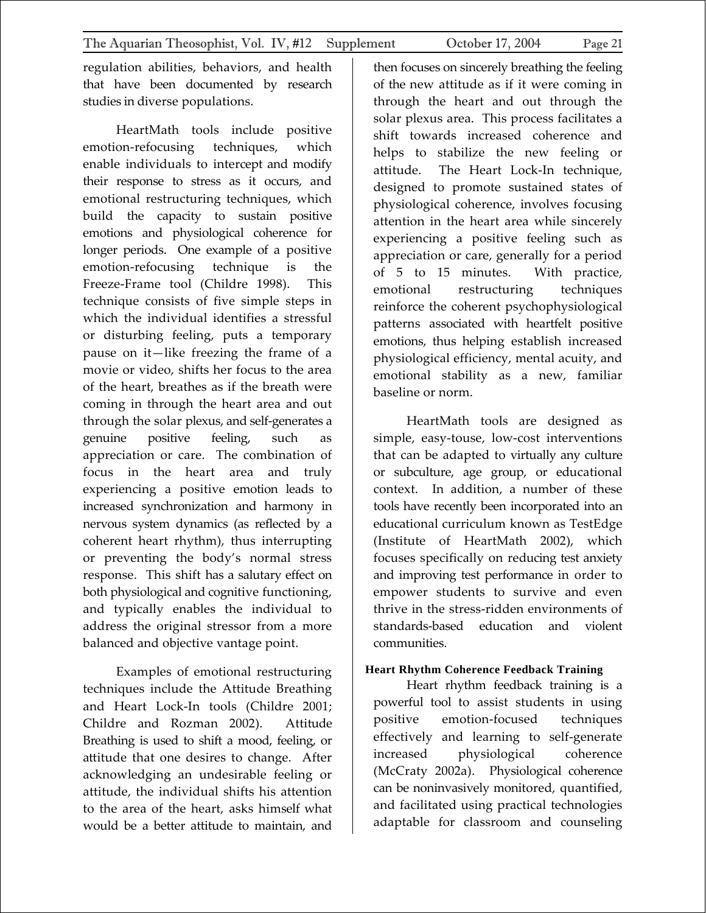regulation abilities, behaviors, and health that have been documented by research studies in diverse populations.

HeartMath tools include positive emotion-refocusing techniques, which enable individuals to intercept and modify their response to stress as it occurs, and emotional restructuring techniques, which build the capacity to sustain positive emotions and physiological coherence for longer periods. One example of a positive emotion-refocusing technique is the Freeze-Frame tool (Childre 1998). This technique consists of five simple steps in which the individual identifies a stressful or disturbing feeling, puts a temporary pause on it—like freezing the frame of a movie or video, shifts her focus to the area of the heart, breathes as if the breath were coming in through the heart area and out through the solar plexus, and self-generates a genuine positive feeling, such as appreciation or care. The combination of focus in the heart area and truly experiencing a positive emotion leads to increased synchronization and harmony in nervous system dynamics (as reflected by a coherent heart rhythm), thus interrupting or preventing the body's normal stress response. This shift has a salutary effect on both physiological and cognitive functioning, and typically enables the individual to address the original stressor from a more balanced and objective vantage point.

Examples of emotional restructuring techniques include the Attitude Breathing and Heart Lock-In tools (Childre 2001; Childre and Rozman 2002). Attitude Breathing is used to shift a mood, feeling, or attitude that one desires to change. After acknowledging an undesirable feeling or attitude, the individual shifts his attention to the area of the heart, asks himself what would be a better attitude to maintain, and then focuses on sincerely breathing the feeling of the new attitude as if it were coming in through the heart and out through the solar plexus area. This process facilitates a shift towards increased coherence and helps to stabilize the new feeling or attitude. The Heart Lock-In technique, designed to promote sustained states of physiological coherence, involves focusing attention in the heart area while sincerely experiencing a positive feeling such as appreciation or care, generally for a period of 5 to 15 minutes. With practice, emotional restructuring techniques reinforce the coherent psychophysiological patterns associated with heartfelt positive emotions, thus helping establish increased physiological efficiency, mental acuity, and emotional stability as a new, familiar baseline or norm.

HeartMath tools are designed as simple, easy-touse, low-cost interventions that can be adapted to virtually any culture or subculture, age group, or educational context. In addition, a number of these tools have recently been incorporated into an educational curriculum known as TestEdge (Institute of HeartMath 2002), which focuses specifically on reducing test anxiety and improving test performance in order to empower students to survive and even thrive in the stress-ridden environments of standards-based education and violent communities.

**Heart Rhythm Coherence Feedback Training**

Heart rhythm feedback training is a powerful tool to assist students in using positive emotion-focused techniques effectively and learning to self-generate increased physiological coherence (McCraty 2002a). Physiological coherence can be noninvasively monitored, quantified, and facilitated using practical technologies adaptable for classroom and counseling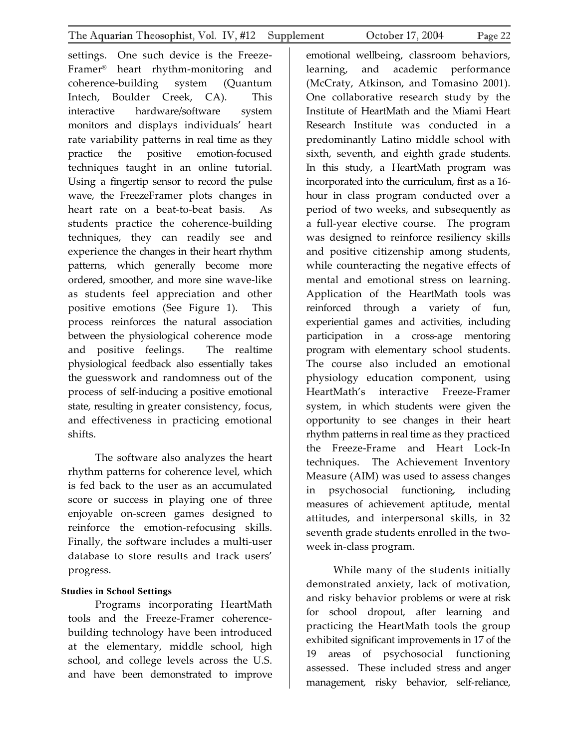settings. One such device is the Freeze-Framer® heart rhythm-monitoring and coherence-building system (Quantum Intech, Boulder Creek, CA). This interactive hardware/software system monitors and displays individuals' heart rate variability patterns in real time as they practice the positive emotion-focused techniques taught in an online tutorial. Using a fingertip sensor to record the pulse wave, the FreezeFramer plots changes in heart rate on a beat-to-beat basis. As students practice the coherence-building techniques, they can readily see and experience the changes in their heart rhythm patterns, which generally become more ordered, smoother, and more sine wave-like as students feel appreciation and other positive emotions (See Figure 1). This process reinforces the natural association between the physiological coherence mode and positive feelings. The realtime physiological feedback also essentially takes the guesswork and randomness out of the process of self-inducing a positive emotional state, resulting in greater consistency, focus, and effectiveness in practicing emotional shifts.

The software also analyzes the heart rhythm patterns for coherence level, which is fed back to the user as an accumulated score or success in playing one of three enjoyable on-screen games designed to reinforce the emotion-refocusing skills. Finally, the software includes a multi-user database to store results and track users' progress.

**Studies in School Settings**

Programs incorporating HeartMath tools and the Freeze-Framer coherence-building technology have been introduced at the elementary, middle school, high school, and college levels across the U.S. and have been demonstrated to improve emotional wellbeing, classroom behaviors, learning, and academic performance (McCraty, Atkinson, and Tomasino 2001). One collaborative research study by the Institute of HeartMath and the Miami Heart Research Institute was conducted in a predominantly Latino middle school with sixth, seventh, and eighth grade students. In this study, a HeartMath program was incorporated into the curriculum, first as a 16-hour in class program conducted over a period of two weeks, and subsequently as a full-year elective course. The program was designed to reinforce resiliency skills and positive citizenship among students, while counteracting the negative effects of mental and emotional stress on learning. Application of the HeartMath tools was reinforced through a variety of fun, experiential games and activities, including participation in a cross-age mentoring program with elementary school students. The course also included an emotional physiology education component, using HeartMath's interactive Freeze-Framer system, in which students were given the opportunity to see changes in their heart rhythm patterns in real time as they practiced the Freeze-Frame and Heart Lock-In techniques. The Achievement Inventory Measure (AIM) was used to assess changes in psychosocial functioning, including measures of achievement aptitude, mental attitudes, and interpersonal skills, in 32 seventh grade students enrolled in the two-week in-class program.

While many of the students initially demonstrated anxiety, lack of motivation, and risky behavior problems or were at risk for school dropout, after learning and practicing the HeartMath tools the group exhibited significant improvements in 17 of the 19 areas of psychosocial functioning assessed. These included stress and anger management, risky behavior, self-reliance,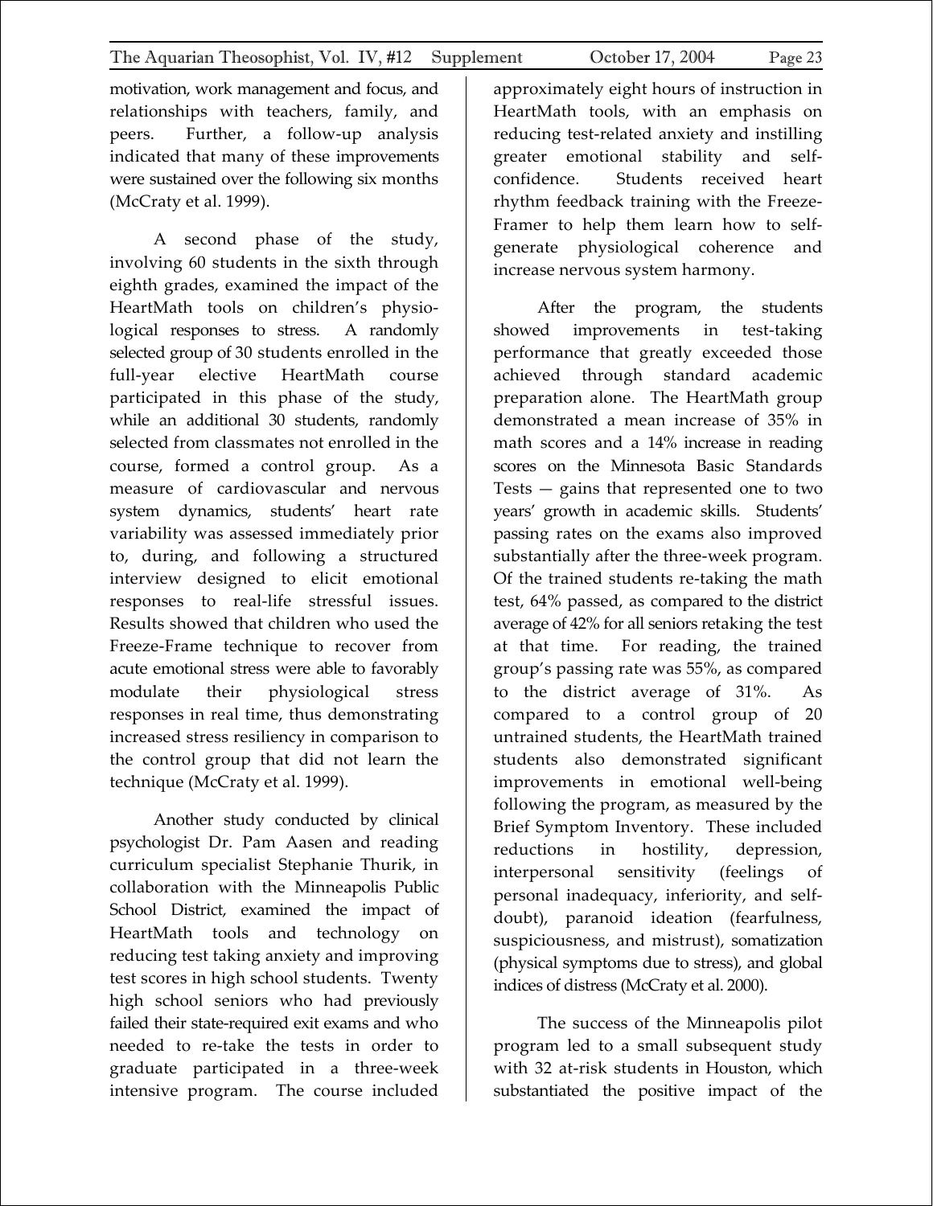motivation, work management and focus, and relationships with teachers, family, and peers. Further, a follow-up analysis indicated that many of these improvements were sustained over the following six months (McCraty et al. 1999).

A second phase of the study, involving 60 students in the sixth through eighth grades, examined the impact of the HeartMath tools on children's physiological responses to stress. A randomly selected group of 30 students enrolled in the full-year elective HeartMath course participated in this phase of the study, while an additional 30 students, randomly selected from classmates not enrolled in the course, formed a control group. As a measure of cardiovascular and nervous system dynamics, students' heart rate variability was assessed immediately prior to, during, and following a structured interview designed to elicit emotional responses to real-life stressful issues. Results showed that children who used the Freeze-Frame technique to recover from acute emotional stress were able to favorably modulate their physiological stress responses in real time, thus demonstrating increased stress resiliency in comparison to the control group that did not learn the technique (McCraty et al. 1999).

Another study conducted by clinical psychologist Dr. Pam Aasen and reading curriculum specialist Stephanie Thurik, in collaboration with the Minneapolis Public School District, examined the impact of HeartMath tools and technology on reducing test taking anxiety and improving test scores in high school students. Twenty high school seniors who had previously failed their state-required exit exams and who needed to re-take the tests in order to graduate participated in a three-week intensive program. The course included approximately eight hours of instruction in HeartMath tools, with an emphasis on reducing test-related anxiety and instilling greater emotional stability and self-confidence. Students received heart rhythm feedback training with the Freeze-Framer to help them learn how to self-generate physiological coherence and increase nervous system harmony.

After the program, the students showed improvements in test-taking performance that greatly exceeded those achieved through standard academic preparation alone. The HeartMath group demonstrated a mean increase of 35% in math scores and a 14% increase in reading scores on the Minnesota Basic Standards Tests — gains that represented one to two years' growth in academic skills. Students' passing rates on the exams also improved substantially after the three-week program. Of the trained students re-taking the math test, 64% passed, as compared to the district average of 42% for all seniors retaking the test at that time. For reading, the trained group's passing rate was 55%, as compared to the district average of 31%. As compared to a control group of 20 untrained students, the HeartMath trained students also demonstrated significant improvements in emotional well-being following the program, as measured by the Brief Symptom Inventory. These included reductions in hostility, depression, interpersonal sensitivity (feelings of personal inadequacy, inferiority, and self-doubt), paranoid ideation (fearfulness, suspiciousness, and mistrust), somatization (physical symptoms due to stress), and global indices of distress (McCraty et al. 2000).

The success of the Minneapolis pilot program led to a small subsequent study with 32 at-risk students in Houston, which substantiated the positive impact of the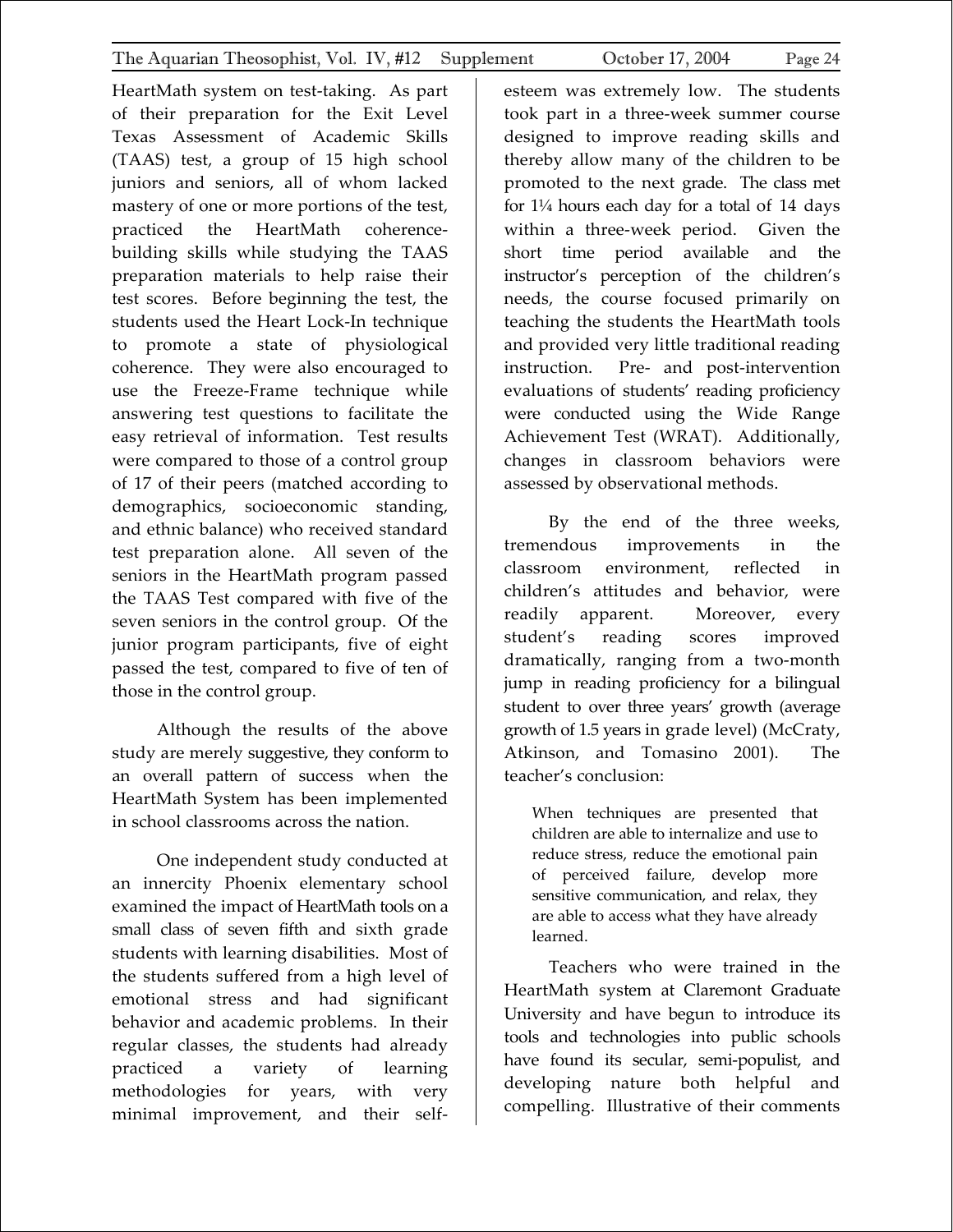HeartMath system on test-taking. As part of their preparation for the Exit Level Texas Assessment of Academic Skills (TAAS) test, a group of 15 high school juniors and seniors, all of whom lacked mastery of one or more portions of the test, practiced the HeartMath coherence-building skills while studying the TAAS preparation materials to help raise their test scores. Before beginning the test, the students used the Heart Lock-In technique to promote a state of physiological coherence. They were also encouraged to use the Freeze-Frame technique while answering test questions to facilitate the easy retrieval of information. Test results were compared to those of a control group of 17 of their peers (matched according to demographics, socioeconomic standing, and ethnic balance) who received standard test preparation alone. All seven of the seniors in the HeartMath program passed the TAAS Test compared with five of the seven seniors in the control group. Of the junior program participants, five of eight passed the test, compared to five of ten of those in the control group.

Although the results of the above study are merely suggestive, they conform to an overall pattern of success when the HeartMath System has been implemented in school classrooms across the nation.

One independent study conducted at an innercity Phoenix elementary school examined the impact of HeartMath tools on a small class of seven fifth and sixth grade students with learning disabilities. Most of the students suffered from a high level of emotional stress and had significant behavior and academic problems. In their regular classes, the students had already practiced a variety of learning methodologies for years, with very minimal improvement, and their self-esteem was extremely low. The students took part in a three-week summer course designed to improve reading skills and thereby allow many of the children to be promoted to the next grade. The class met for 1¼ hours each day for a total of 14 days within a three-week period. Given the short time period available and the instructor's perception of the children's needs, the course focused primarily on teaching the students the HeartMath tools and provided very little traditional reading instruction. Pre- and post-intervention evaluations of students' reading proficiency were conducted using the Wide Range Achievement Test (WRAT). Additionally, changes in classroom behaviors were assessed by observational methods.

By the end of the three weeks, tremendous improvements in the classroom environment, reflected in children's attitudes and behavior, were readily apparent. Moreover, every student's reading scores improved dramatically, ranging from a two-month jump in reading proficiency for a bilingual student to over three years' growth (average growth of 1.5 years in grade level) (McCraty, Atkinson, and Tomasino 2001). The teacher's conclusion:

> When techniques are presented that children are able to internalize and use to reduce stress, reduce the emotional pain of perceived failure, develop more sensitive communication, and relax, they are able to access what they have already learned.

Teachers who were trained in the HeartMath system at Claremont Graduate University and have begun to introduce its tools and technologies into public schools have found its secular, semi-populist, and developing nature both helpful and compelling. Illustrative of their comments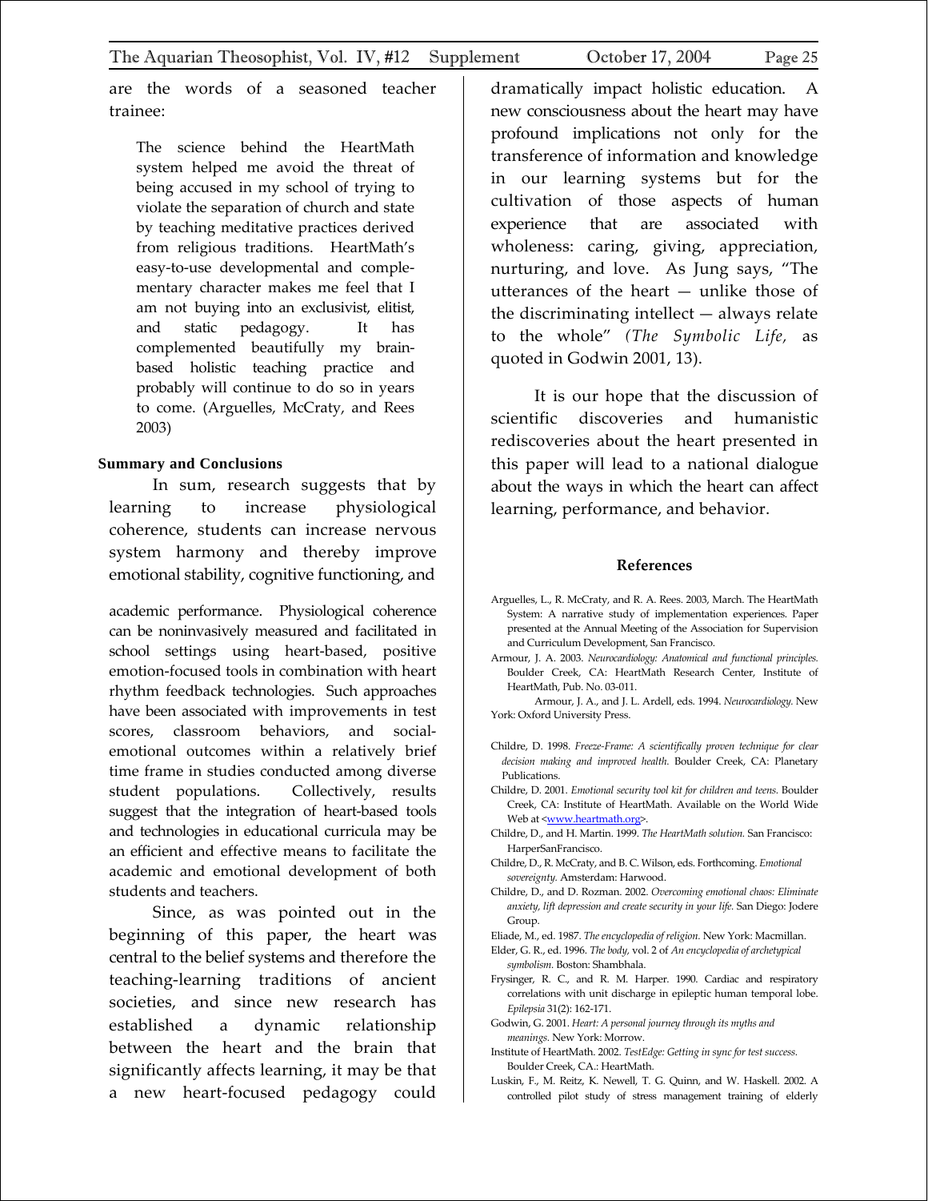are the words of a seasoned teacher trainee:

> The science behind the HeartMath system helped me avoid the threat of being accused in my school of trying to violate the separation of church and state by teaching meditative practices derived from religious traditions. HeartMath's easy-to-use developmental and complementary character makes me feel that I am not buying into an exclusivist, elitist, and static pedagogy. It has complemented beautifully my brain-based holistic teaching practice and probably will continue to do so in years to come. (Arguelles, McCraty, and Rees 2003)

## Summary and Conclusions

In sum, research suggests that by learning to increase physiological coherence, students can increase nervous system harmony and thereby improve emotional stability, cognitive functioning, and academic performance. Physiological coherence can be noninvasively measured and facilitated in school settings using heart-based, positive emotion-focused tools in combination with heart rhythm feedback technologies. Such approaches have been associated with improvements in test scores, classroom behaviors, and social-emotional outcomes within a relatively brief time frame in studies conducted among diverse student populations. Collectively, results suggest that the integration of heart-based tools and technologies in educational curricula may be an efficient and effective means to facilitate the academic and emotional development of both students and teachers.

Since, as was pointed out in the beginning of this paper, the heart was central to the belief systems and therefore the teaching-learning traditions of ancient societies, and since new research has established a dynamic relationship between the heart and the brain that significantly affects learning, it may be that a new heart-focused pedagogy could dramatically impact holistic education. A new consciousness about the heart may have profound implications not only for the transference of information and knowledge in our learning systems but for the cultivation of those aspects of human experience that are associated with wholeness: caring, giving, appreciation, nurturing, and love. As Jung says, "The utterances of the heart — unlike those of the discriminating intellect — always relate to the whole" *(The Symbolic Life,* as quoted in Godwin 2001, 13).

It is our hope that the discussion of scientific discoveries and humanistic rediscoveries about the heart presented in this paper will lead to a national dialogue about the ways in which the heart can affect learning, performance, and behavior.

## References

Arguelles, L., R. McCraty, and R. A. Rees. 2003, March. The HeartMath System: A narrative study of implementation experiences. Paper presented at the Annual Meeting of the Association for Supervision and Curriculum Development, San Francisco.

Armour, J. A. 2003. *Neurocardiology: Anatomical and functional principles.* Boulder Creek, CA: HeartMath Research Center, Institute of HeartMath, Pub. No. 03-011.

Armour, J. A., and J. L. Ardell, eds. 1994. *Neurocardiology.* New York: Oxford University Press.

Childre, D. 1998. *Freeze-Frame: A scientifically proven technique for clear decision making and improved health.* Boulder Creek, CA: Planetary Publications.

Childre, D. 2001. *Emotional security tool kit for children and teens.* Boulder Creek, CA: Institute of HeartMath. Available on the World Wide Web at <www.heartmath.org>.

Childre, D., and H. Martin. 1999. *The HeartMath solution.* San Francisco: HarperSanFrancisco.

Childre, D., R. McCraty, and B. C. Wilson, eds. Forthcoming. *Emotional sovereignty.* Amsterdam: Harwood.

Childre, D., and D. Rozman. 2002. *Overcoming emotional chaos: Eliminate anxiety, lift depression and create security in your life.* San Diego: Jodere Group.

Eliade, M., ed. 1987. *The encyclopedia of religion.* New York: Macmillan.

Elder, G. R., ed. 1996. *The body,* vol. 2 of *An encyclopedia of archetypical symbolism.* Boston: Shambhala.

Frysinger, R. C., and R. M. Harper. 1990. Cardiac and respiratory correlations with unit discharge in epileptic human temporal lobe. *Epilepsia* 31(2): 162-171.

Godwin, G. 2001. *Heart: A personal journey through its myths and meanings.* New York: Morrow.

Institute of HeartMath. 2002. *TestEdge: Getting in sync for test success.* Boulder Creek, CA.: HeartMath.

Luskin, F., M. Reitz, K. Newell, T. G. Quinn, and W. Haskell. 2002. A controlled pilot study of stress management training of elderly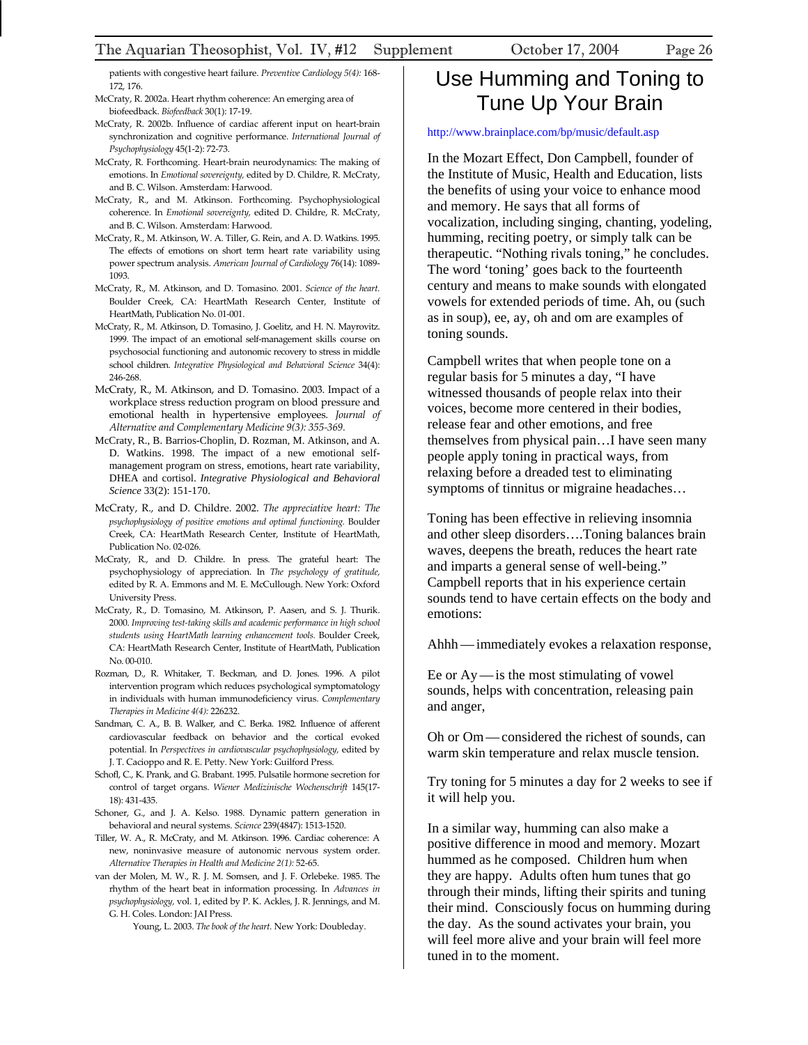patients with congestive heart failure. *Preventive Cardiology 5(4):* 168-172, 176.

McCraty, R. 2002a. Heart rhythm coherence: An emerging area of biofeedback. *Biofeedback* 30(1): 17-19.

McCraty, R. 2002b. Influence of cardiac afferent input on heart-brain synchronization and cognitive performance. *International Journal of Psychophysiology* 45(1-2): 72-73.

McCraty, R. Forthcoming. Heart-brain neurodynamics: The making of emotions. In *Emotional sovereignty*, edited by D. Childre, R. McCraty, and B. C. Wilson. Amsterdam: Harwood.

McCraty, R., and M. Atkinson. Forthcoming. Psychophysiological coherence. In *Emotional sovereignty*, edited D. Childre, R. McCraty, and B. C. Wilson. Amsterdam: Harwood.

McCraty, R., M. Atkinson, W. A. Tiller, G. Rein, and A. D. Watkins. 1995. The effects of emotions on short term heart rate variability using power spectrum analysis. *American Journal of Cardiology* 76(14): 1089-1093.

McCraty, R., M. Atkinson, and D. Tomasino. 2001. *Science of the heart.* Boulder Creek, CA: HeartMath Research Center, Institute of HeartMath, Publication No. 01-001.

McCraty, R., M. Atkinson, D. Tomasino, J. Goelitz, and H. N. Mayrovitz. 1999. The impact of an emotional self-management skills course on psychosocial functioning and autonomic recovery to stress in middle school children. *Integrative Physiological and Behavioral Science* 34(4): 246-268.

McCraty, R., M. Atkinson, and D. Tomasino. 2003. Impact of a workplace stress reduction program on blood pressure and emotional health in hypertensive employees. *Journal of Alternative and Complementary Medicine 9(3): 355-369.*

McCraty, R., B. Barrios-Choplin, D. Rozman, M. Atkinson, and A. D. Watkins. 1998. The impact of a new emotional self-management program on stress, emotions, heart rate variability, DHEA and cortisol. *Integrative Physiological and Behavioral Science* 33(2): 151-170.

McCraty, R., and D. Childre. 2002. *The appreciative heart: The psychophysiology of positive emotions and optimal functioning.* Boulder Creek, CA: HeartMath Research Center, Institute of HeartMath, Publication No. 02-026.

McCraty, R., and D. Childre. In press. The grateful heart: The psychophysiology of appreciation. In *The psychology of gratitude*, edited by R. A. Emmons and M. E. McCullough. New York: Oxford University Press.

McCraty, R., D. Tomasino, M. Atkinson, P. Aasen, and S. J. Thurik. 2000. *Improving test-taking skills and academic performance in high school students using HeartMath learning enhancement tools.* Boulder Creek, CA: HeartMath Research Center, Institute of HeartMath, Publication No. 00-010.

Rozman, D., R. Whitaker, T. Beckman, and D. Jones. 1996. A pilot intervention program which reduces psychological symptomatology in individuals with human immunodeficiency virus. *Complementary Therapies in Medicine 4(4):* 226232.

Sandman, C. A., B. B. Walker, and C. Berka. 1982. Influence of afferent cardiovascular feedback on behavior and the cortical evoked potential. In *Perspectives in cardiovascular psychophysiology*, edited by J. T. Cacioppo and R. E. Petty. New York: Guilford Press.

Schofl, C., K. Prank, and G. Brabant. 1995. Pulsatile hormone secretion for control of target organs. *Wiener Medizinische Wochenschrift* 145(17-18): 431-435.

Schoner, G., and J. A. Kelso. 1988. Dynamic pattern generation in behavioral and neural systems. *Science* 239(4847): 1513-1520.

Tiller, W. A., R. McCraty, and M. Atkinson. 1996. Cardiac coherence: A new, noninvasive measure of autonomic nervous system order. *Alternative Therapies in Health and Medicine 2(1):* 52-65.

van der Molen, M. W., R. J. M. Somsen, and J. F. Orlebeke. 1985. The rhythm of the heart beat in information processing. In *Advances in psychophysiology*, vol. 1, edited by P. K. Ackles, J. R. Jennings, and M. G. H. Coles. London: JAI Press.

Young, L. 2003. *The book of the heart.* New York: Doubleday.

# Use Humming and Toning to Tune Up Your Brain

http://www.brainplace.com/bp/music/default.asp

In the Mozart Effect, Don Campbell, founder of the Institute of Music, Health and Education, lists the benefits of using your voice to enhance mood and memory. He says that all forms of vocalization, including singing, chanting, yodeling, humming, reciting poetry, or simply talk can be therapeutic. "Nothing rivals toning," he concludes. The word 'toning' goes back to the fourteenth century and means to make sounds with elongated vowels for extended periods of time. Ah, ou (such as in soup), ee, ay, oh and om are examples of toning sounds.

Campbell writes that when people tone on a regular basis for 5 minutes a day, "I have witnessed thousands of people relax into their voices, become more centered in their bodies, release fear and other emotions, and free themselves from physical pain…I have seen many people apply toning in practical ways, from relaxing before a dreaded test to eliminating symptoms of tinnitus or migraine headaches…

Toning has been effective in relieving insomnia and other sleep disorders….Toning balances brain waves, deepens the breath, reduces the heart rate and imparts a general sense of well-being." Campbell reports that in his experience certain sounds tend to have certain effects on the body and emotions:

Ahhh — immediately evokes a relaxation response,

Ee or Ay — is the most stimulating of vowel sounds, helps with concentration, releasing pain and anger,

Oh or Om — considered the richest of sounds, can warm skin temperature and relax muscle tension.

Try toning for 5 minutes a day for 2 weeks to see if it will help you.

In a similar way, humming can also make a positive difference in mood and memory. Mozart hummed as he composed. Children hum when they are happy. Adults often hum tunes that go through their minds, lifting their spirits and tuning their mind. Consciously focus on humming during the day. As the sound activates your brain, you will feel more alive and your brain will feel more tuned in to the moment.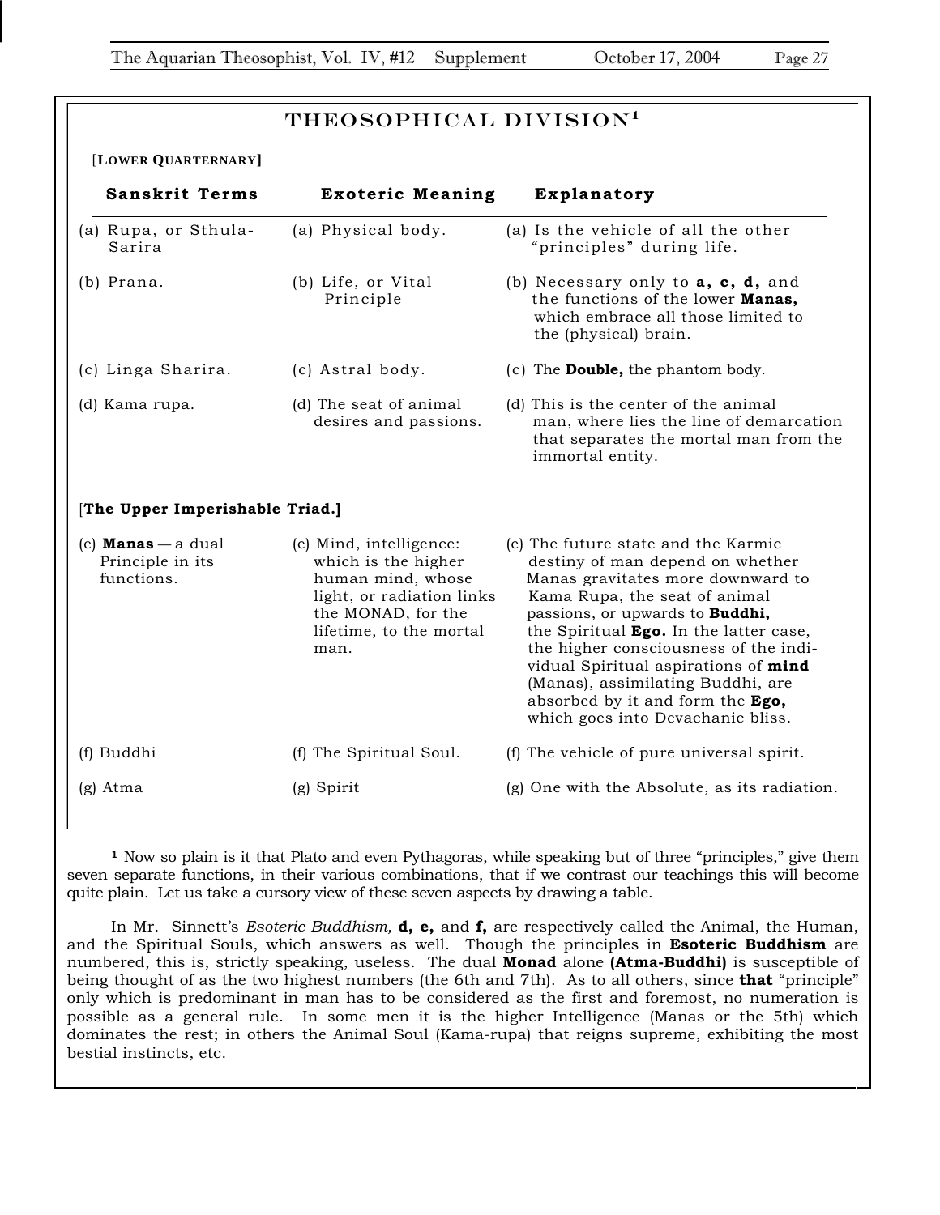## THEOSOPHICAL DIVISION[1]

[**LOWER QUATERNARY**]

| Sanskrit Terms | Exoteric Meaning | Explanatory |
|---|---|---|
| (a) Rupa, or Sthula-Sarira | (a) Physical body. | (a) Is the vehicle of all the other "principles" during life. |
| (b) Prana. | (b) Life, or Vital Principle | (b) Necessary only to **a, c, d,** and the functions of the lower **Manas,** which embrace all those limited to the (physical) brain. |
| (c) Linga Sharira. | (c) Astral body. | (c) The **Double,** the phantom body. |
| (d) Kama rupa. | (d) The seat of animal desires and passions. | (d) This is the center of the animal man, where lies the line of demarcation that separates the mortal man from the immortal entity. |
| [**The Upper Imperishable Triad.]** | | |
| (e) **Manas** — a dual Principle in its functions. | (e) Mind, intelligence: which is the higher human mind, whose light, or radiation links the MONAD, for the lifetime, to the mortal man. | (e) The future state and the Karmic destiny of man depend on whether Manas gravitates more downward to Kama Rupa, the seat of animal passions, or upwards to **Buddhi,** the Spiritual **Ego.** In the latter case, the higher consciousness of the individual Spiritual aspirations of **mind** (Manas), assimilating Buddhi, are absorbed by it and form the **Ego,** which goes into Devachanic bliss. |
| (f) Buddhi | (f) The Spiritual Soul. | (f) The vehicle of pure universal spirit. |
| (g) Atma | (g) Spirit | (g) One with the Absolute, as its radiation. |

[1] Now so plain is it that Plato and even Pythagoras, while speaking but of three "principles," give them seven separate functions, in their various combinations, that if we contrast our teachings this will become quite plain. Let us take a cursory view of these seven aspects by drawing a table.

In Mr. Sinnett's *Esoteric Buddhism,* **d, e,** and **f,** are respectively called the Animal, the Human, and the Spiritual Souls, which answers as well. Though the principles in **Esoteric Buddhism** are numbered, this is, strictly speaking, useless. The dual **Monad** alone **(Atma-Buddhi)** is susceptible of being thought of as the two highest numbers (the 6th and 7th). As to all others, since **that** "principle" only which is predominant in man has to be considered as the first and foremost, no numeration is possible as a general rule. In some men it is the higher Intelligence (Manas or the 5th) which dominates the rest; in others the Animal Soul (Kama-rupa) that reigns supreme, exhibiting the most bestial instincts, etc.